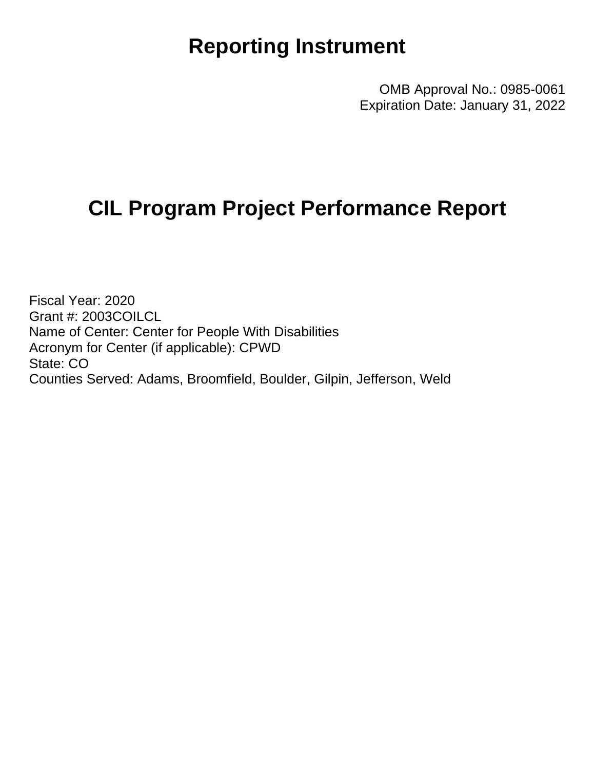# Reporting Instrument

OMB Approval No.: 0985-0061
Expiration Date: January 31, 2022

# CIL Program Project Performance Report

Fiscal Year: 2020
Grant #: 2003COILCL
Name of Center: Center for People With Disabilities
Acronym for Center (if applicable): CPWD
State: CO
Counties Served: Adams, Broomfield, Boulder, Gilpin, Jefferson, Weld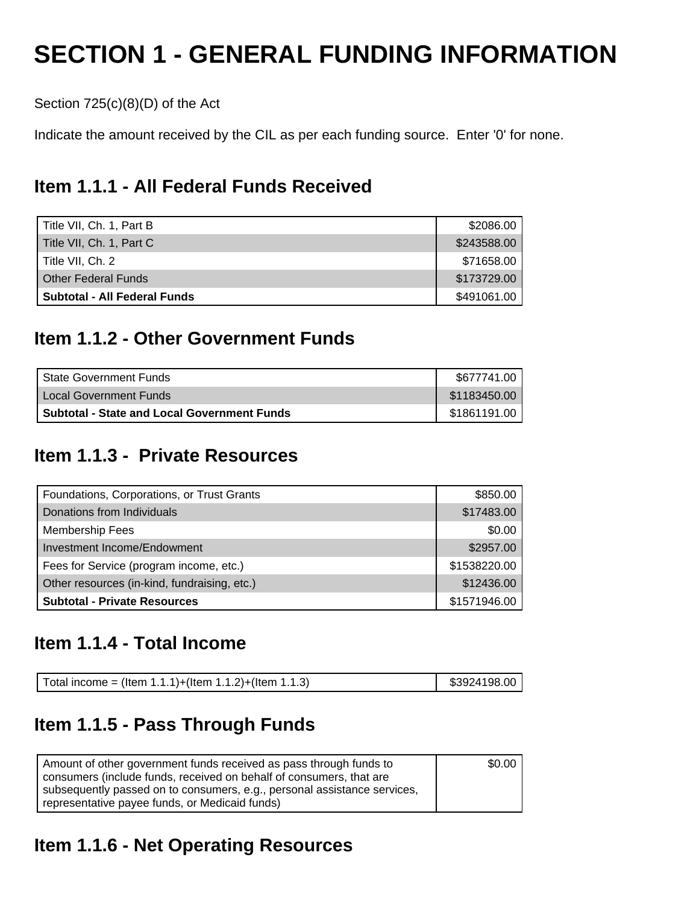# SECTION 1 - GENERAL FUNDING INFORMATION

Section 725(c)(8)(D) of the Act

Indicate the amount received by the CIL as per each funding source. Enter '0' for none.

## Item 1.1.1 - All Federal Funds Received

| | |
|---|---:|
| Title VII, Ch. 1, Part B | $2086.00 |
| Title VII, Ch. 1, Part C | $243588.00 |
| Title VII, Ch. 2 | $71658.00 |
| Other Federal Funds | $173729.00 |
| **Subtotal - All Federal Funds** | $491061.00 |

## Item 1.1.2 - Other Government Funds

| | |
|---|---:|
| State Government Funds | $677741.00 |
| Local Government Funds | $1183450.00 |
| **Subtotal - State and Local Government Funds** | $1861191.00 |

## Item 1.1.3 - Private Resources

| | |
|---|---:|
| Foundations, Corporations, or Trust Grants | $850.00 |
| Donations from Individuals | $17483.00 |
| Membership Fees | $0.00 |
| Investment Income/Endowment | $2957.00 |
| Fees for Service (program income, etc.) | $1538220.00 |
| Other resources (in-kind, fundraising, etc.) | $12436.00 |
| **Subtotal - Private Resources** | $1571946.00 |

## Item 1.1.4 - Total Income

| | |
|---|---:|
| Total income = (Item 1.1.1)+(Item 1.1.2)+(Item 1.1.3) | $3924198.00 |

## Item 1.1.5 - Pass Through Funds

| | |
|---|---:|
| Amount of other government funds received as pass through funds to consumers (include funds, received on behalf of consumers, that are subsequently passed on to consumers, e.g., personal assistance services, representative payee funds, or Medicaid funds) | $0.00 |

## Item 1.1.6 - Net Operating Resources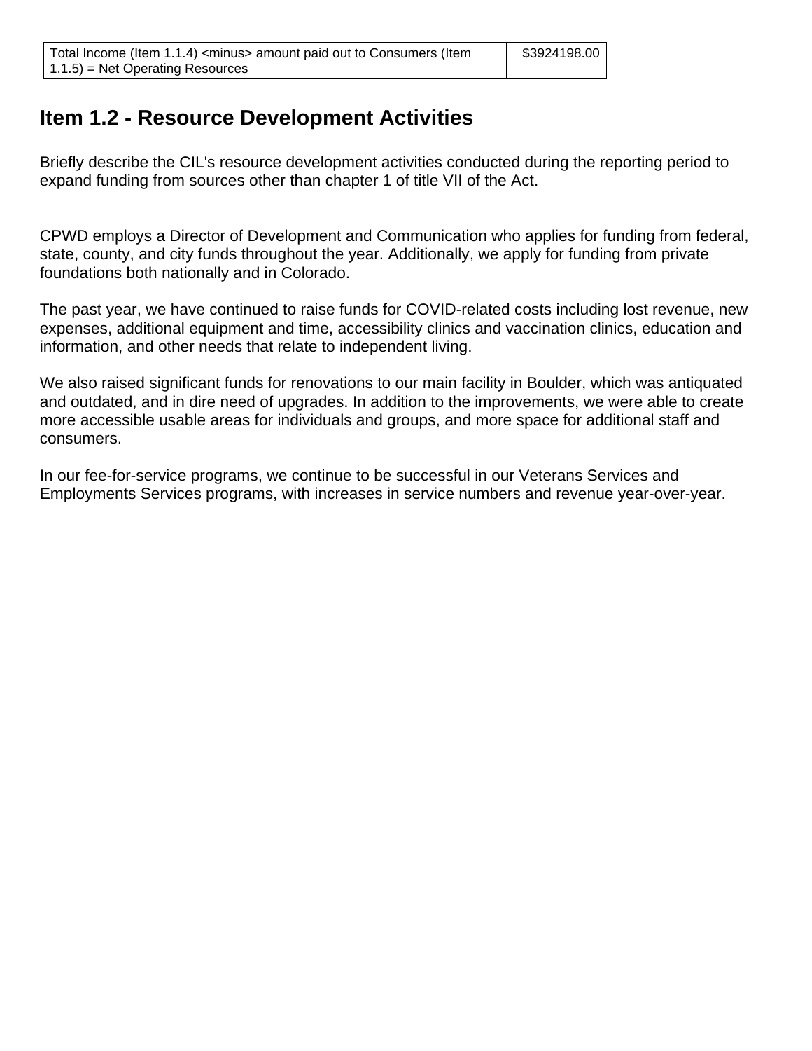| Total Income (Item 1.1.4) <minus> amount paid out to Consumers (Item 1.1.5) = Net Operating Resources | $3924198.00 |
| --- | --- |

## Item 1.2 - Resource Development Activities

Briefly describe the CIL's resource development activities conducted during the reporting period to expand funding from sources other than chapter 1 of title VII of the Act.

CPWD employs a Director of Development and Communication who applies for funding from federal, state, county, and city funds throughout the year. Additionally, we apply for funding from private foundations both nationally and in Colorado.

The past year, we have continued to raise funds for COVID-related costs including lost revenue, new expenses, additional equipment and time, accessibility clinics and vaccination clinics, education and information, and other needs that relate to independent living.

We also raised significant funds for renovations to our main facility in Boulder, which was antiquated and outdated, and in dire need of upgrades. In addition to the improvements, we were able to create more accessible usable areas for individuals and groups, and more space for additional staff and consumers.

In our fee-for-service programs, we continue to be successful in our Veterans Services and Employments Services programs, with increases in service numbers and revenue year-over-year.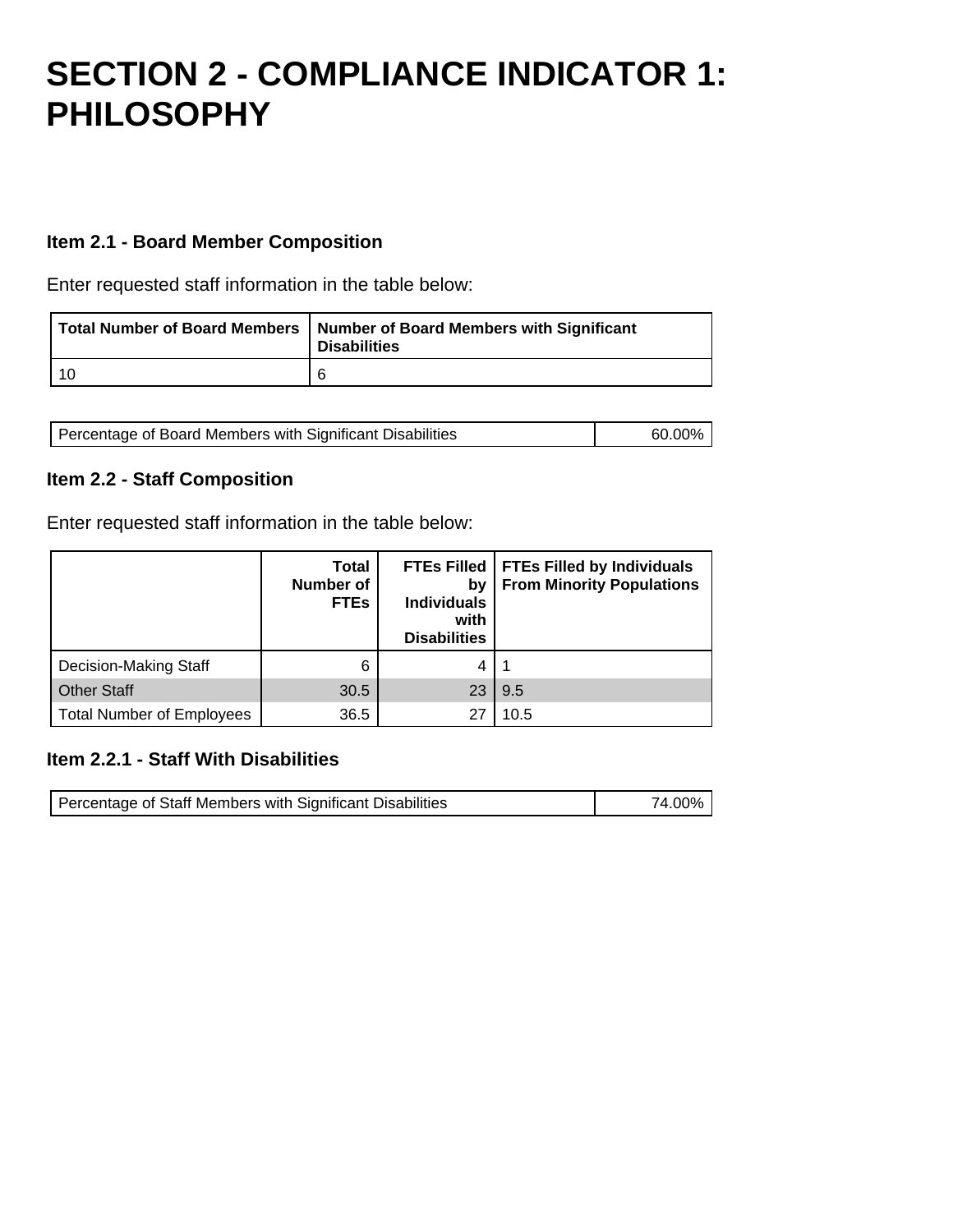# SECTION 2 - COMPLIANCE INDICATOR 1: PHILOSOPHY

### Item 2.1 - Board Member Composition

Enter requested staff information in the table below:

| Total Number of Board Members | Number of Board Members with Significant Disabilities |
|---|---|
| 10 | 6 |

| Percentage of Board Members with Significant Disabilities | 60.00% |
|---|---|

### Item 2.2 - Staff Composition

Enter requested staff information in the table below:

| | Total Number of FTEs | FTEs Filled by Individuals with Disabilities | FTEs Filled by Individuals From Minority Populations |
|---|---|---|---|
| Decision-Making Staff | 6 | 4 | 1 |
| Other Staff | 30.5 | 23 | 9.5 |
| Total Number of Employees | 36.5 | 27 | 10.5 |

### Item 2.2.1 - Staff With Disabilities

| Percentage of Staff Members with Significant Disabilities | 74.00% |
|---|---|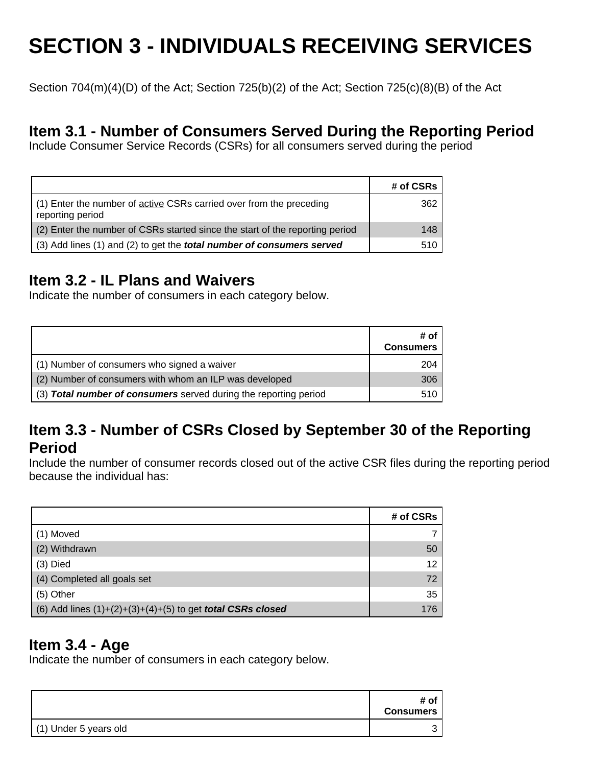# SECTION 3 - INDIVIDUALS RECEIVING SERVICES

Section 704(m)(4)(D) of the Act; Section 725(b)(2) of the Act; Section 725(c)(8)(B) of the Act

## Item 3.1 - Number of Consumers Served During the Reporting Period

Include Consumer Service Records (CSRs) for all consumers served during the period

| | # of CSRs |
|---|---|
| (1) Enter the number of active CSRs carried over from the preceding reporting period | 362 |
| (2) Enter the number of CSRs started since the start of the reporting period | 148 |
| (3) Add lines (1) and (2) to get the ***total number of consumers served*** | 510 |

## Item 3.2 - IL Plans and Waivers

Indicate the number of consumers in each category below.

| | # of Consumers |
|---|---|
| (1) Number of consumers who signed a waiver | 204 |
| (2) Number of consumers with whom an ILP was developed | 306 |
| (3) ***Total number of consumers*** served during the reporting period | 510 |

## Item 3.3 - Number of CSRs Closed by September 30 of the Reporting Period

Include the number of consumer records closed out of the active CSR files during the reporting period because the individual has:

| | # of CSRs |
|---|---|
| (1) Moved | 7 |
| (2) Withdrawn | 50 |
| (3) Died | 12 |
| (4) Completed all goals set | 72 |
| (5) Other | 35 |
| (6) Add lines (1)+(2)+(3)+(4)+(5) to get ***total CSRs closed*** | 176 |

## Item 3.4 - Age

Indicate the number of consumers in each category below.

| | # of Consumers |
|---|---|
| (1) Under 5 years old | 3 |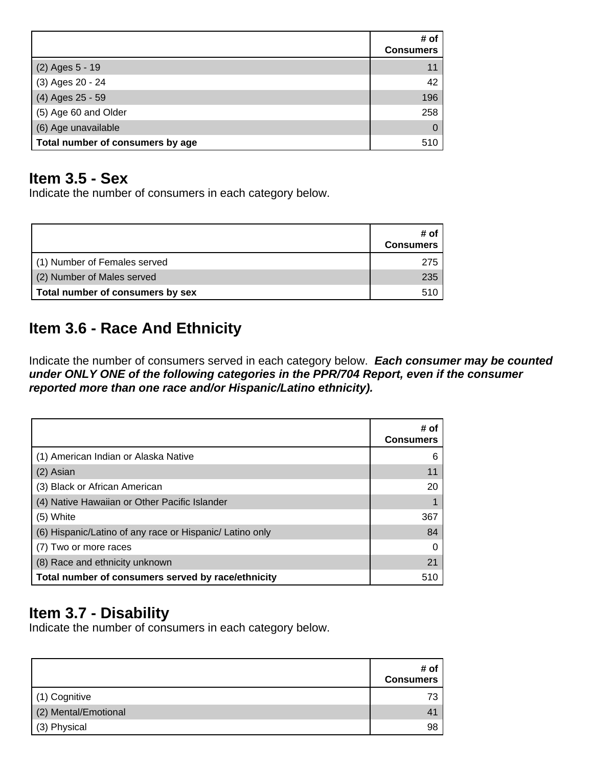| | # of Consumers |
|---|---|
| (2) Ages 5 - 19 | 11 |
| (3) Ages 20 - 24 | 42 |
| (4) Ages 25 - 59 | 196 |
| (5) Age 60 and Older | 258 |
| (6) Age unavailable | 0 |
| **Total number of consumers by age** | 510 |

## Item 3.5 - Sex

Indicate the number of consumers in each category below.

| | # of Consumers |
|---|---|
| (1) Number of Females served | 275 |
| (2) Number of Males served | 235 |
| **Total number of consumers by sex** | 510 |

## Item 3.6 - Race And Ethnicity

Indicate the number of consumers served in each category below. ***Each consumer may be counted under ONLY ONE of the following categories in the PPR/704 Report, even if the consumer reported more than one race and/or Hispanic/Latino ethnicity).***

| | # of Consumers |
|---|---|
| (1) American Indian or Alaska Native | 6 |
| (2) Asian | 11 |
| (3) Black or African American | 20 |
| (4) Native Hawaiian or Other Pacific Islander | 1 |
| (5) White | 367 |
| (6) Hispanic/Latino of any race or Hispanic/ Latino only | 84 |
| (7) Two or more races | 0 |
| (8) Race and ethnicity unknown | 21 |
| **Total number of consumers served by race/ethnicity** | 510 |

## Item 3.7 - Disability

Indicate the number of consumers in each category below.

| | # of Consumers |
|---|---|
| (1) Cognitive | 73 |
| (2) Mental/Emotional | 41 |
| (3) Physical | 98 |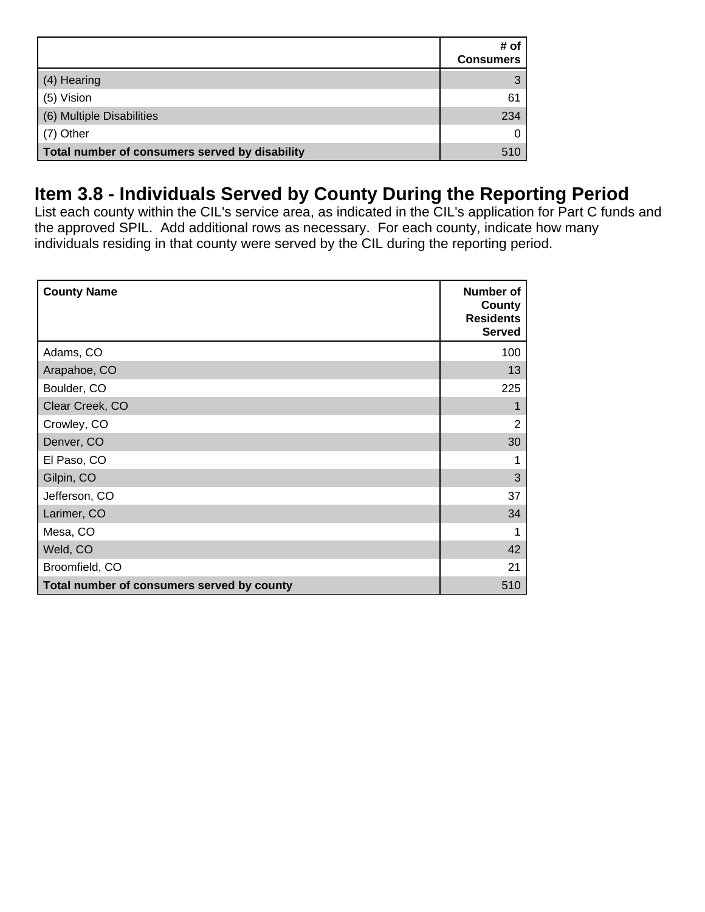| | # of Consumers |
|---|---|
| (4) Hearing | 3 |
| (5) Vision | 61 |
| (6) Multiple Disabilities | 234 |
| (7) Other | 0 |
| **Total number of consumers served by disability** | 510 |

## Item 3.8 - Individuals Served by County During the Reporting Period

List each county within the CIL's service area, as indicated in the CIL's application for Part C funds and the approved SPIL. Add additional rows as necessary. For each county, indicate how many individuals residing in that county were served by the CIL during the reporting period.

| County Name | Number of County Residents Served |
|---|---|
| Adams, CO | 100 |
| Arapahoe, CO | 13 |
| Boulder, CO | 225 |
| Clear Creek, CO | 1 |
| Crowley, CO | 2 |
| Denver, CO | 30 |
| El Paso, CO | 1 |
| Gilpin, CO | 3 |
| Jefferson, CO | 37 |
| Larimer, CO | 34 |
| Mesa, CO | 1 |
| Weld, CO | 42 |
| Broomfield, CO | 21 |
| **Total number of consumers served by county** | 510 |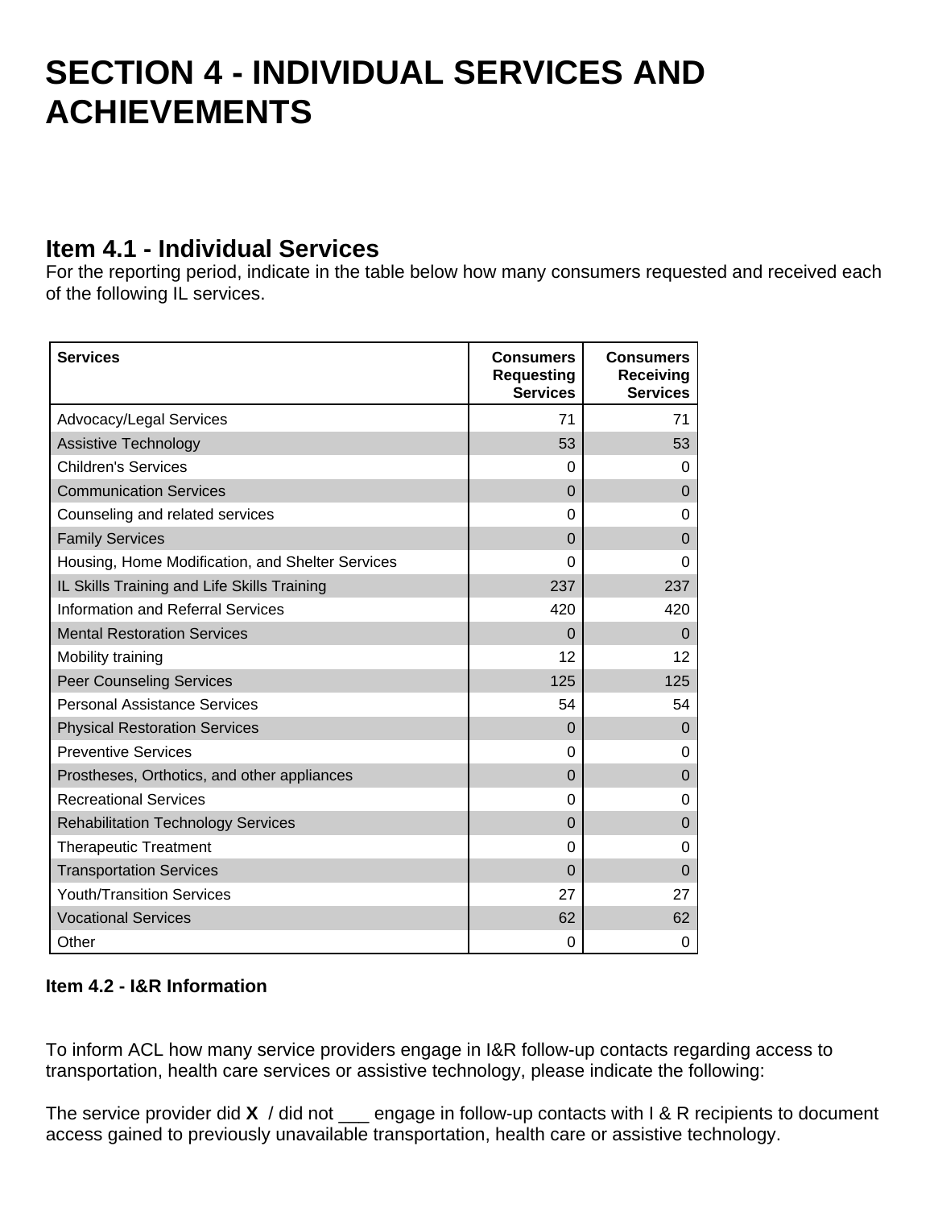# SECTION 4 - INDIVIDUAL SERVICES AND ACHIEVEMENTS

## Item 4.1 - Individual Services

For the reporting period, indicate in the table below how many consumers requested and received each of the following IL services.

| Services | Consumers Requesting Services | Consumers Receiving Services |
|---|---|---|
| Advocacy/Legal Services | 71 | 71 |
| Assistive Technology | 53 | 53 |
| Children's Services | 0 | 0 |
| Communication Services | 0 | 0 |
| Counseling and related services | 0 | 0 |
| Family Services | 0 | 0 |
| Housing, Home Modification, and Shelter Services | 0 | 0 |
| IL Skills Training and Life Skills Training | 237 | 237 |
| Information and Referral Services | 420 | 420 |
| Mental Restoration Services | 0 | 0 |
| Mobility training | 12 | 12 |
| Peer Counseling Services | 125 | 125 |
| Personal Assistance Services | 54 | 54 |
| Physical Restoration Services | 0 | 0 |
| Preventive Services | 0 | 0 |
| Prostheses, Orthotics, and other appliances | 0 | 0 |
| Recreational Services | 0 | 0 |
| Rehabilitation Technology Services | 0 | 0 |
| Therapeutic Treatment | 0 | 0 |
| Transportation Services | 0 | 0 |
| Youth/Transition Services | 27 | 27 |
| Vocational Services | 62 | 62 |
| Other | 0 | 0 |

**Item 4.2 - I&R Information**

To inform ACL how many service providers engage in I&R follow-up contacts regarding access to transportation, health care services or assistive technology, please indicate the following:

The service provider did **X** / did not ___ engage in follow-up contacts with I & R recipients to document access gained to previously unavailable transportation, health care or assistive technology.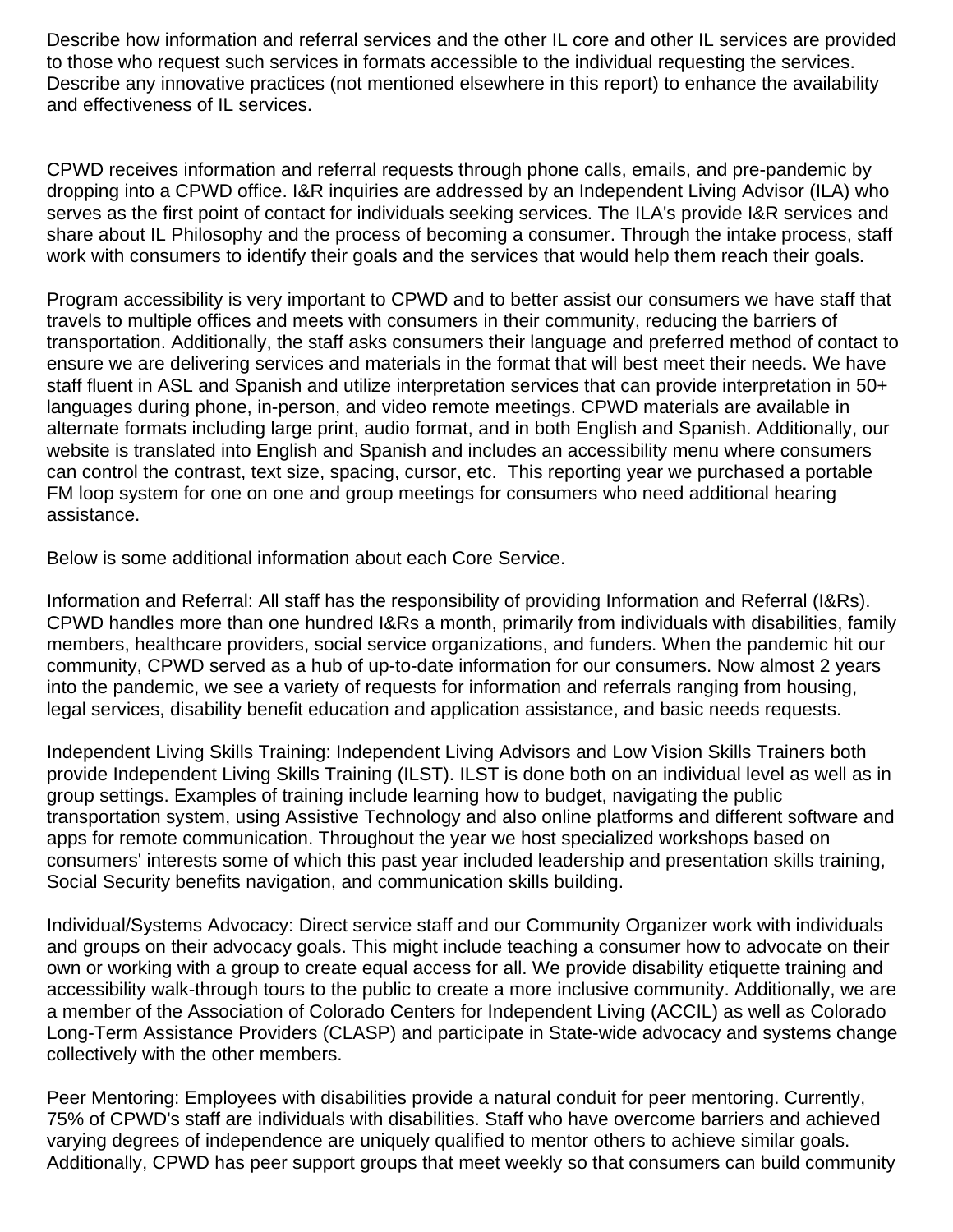Describe how information and referral services and the other IL core and other IL services are provided to those who request such services in formats accessible to the individual requesting the services. Describe any innovative practices (not mentioned elsewhere in this report) to enhance the availability and effectiveness of IL services.

CPWD receives information and referral requests through phone calls, emails, and pre-pandemic by dropping into a CPWD office. I&R inquiries are addressed by an Independent Living Advisor (ILA) who serves as the first point of contact for individuals seeking services. The ILA's provide I&R services and share about IL Philosophy and the process of becoming a consumer. Through the intake process, staff work with consumers to identify their goals and the services that would help them reach their goals.

Program accessibility is very important to CPWD and to better assist our consumers we have staff that travels to multiple offices and meets with consumers in their community, reducing the barriers of transportation. Additionally, the staff asks consumers their language and preferred method of contact to ensure we are delivering services and materials in the format that will best meet their needs. We have staff fluent in ASL and Spanish and utilize interpretation services that can provide interpretation in 50+ languages during phone, in-person, and video remote meetings. CPWD materials are available in alternate formats including large print, audio format, and in both English and Spanish. Additionally, our website is translated into English and Spanish and includes an accessibility menu where consumers can control the contrast, text size, spacing, cursor, etc.  This reporting year we purchased a portable FM loop system for one on one and group meetings for consumers who need additional hearing assistance.

Below is some additional information about each Core Service.

Information and Referral: All staff has the responsibility of providing Information and Referral (I&Rs). CPWD handles more than one hundred I&Rs a month, primarily from individuals with disabilities, family members, healthcare providers, social service organizations, and funders. When the pandemic hit our community, CPWD served as a hub of up-to-date information for our consumers. Now almost 2 years into the pandemic, we see a variety of requests for information and referrals ranging from housing, legal services, disability benefit education and application assistance, and basic needs requests.

Independent Living Skills Training: Independent Living Advisors and Low Vision Skills Trainers both provide Independent Living Skills Training (ILST). ILST is done both on an individual level as well as in group settings. Examples of training include learning how to budget, navigating the public transportation system, using Assistive Technology and also online platforms and different software and apps for remote communication. Throughout the year we host specialized workshops based on consumers' interests some of which this past year included leadership and presentation skills training, Social Security benefits navigation, and communication skills building.

Individual/Systems Advocacy: Direct service staff and our Community Organizer work with individuals and groups on their advocacy goals. This might include teaching a consumer how to advocate on their own or working with a group to create equal access for all. We provide disability etiquette training and accessibility walk-through tours to the public to create a more inclusive community. Additionally, we are a member of the Association of Colorado Centers for Independent Living (ACCIL) as well as Colorado Long-Term Assistance Providers (CLASP) and participate in State-wide advocacy and systems change collectively with the other members.

Peer Mentoring: Employees with disabilities provide a natural conduit for peer mentoring. Currently, 75% of CPWD's staff are individuals with disabilities. Staff who have overcome barriers and achieved varying degrees of independence are uniquely qualified to mentor others to achieve similar goals. Additionally, CPWD has peer support groups that meet weekly so that consumers can build community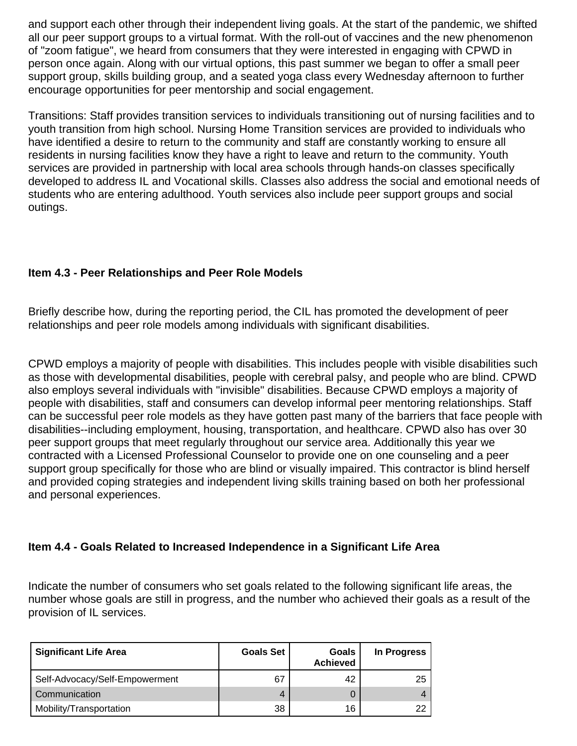and support each other through their independent living goals. At the start of the pandemic, we shifted all our peer support groups to a virtual format. With the roll-out of vaccines and the new phenomenon of "zoom fatigue", we heard from consumers that they were interested in engaging with CPWD in person once again. Along with our virtual options, this past summer we began to offer a small peer support group, skills building group, and a seated yoga class every Wednesday afternoon to further encourage opportunities for peer mentorship and social engagement.

Transitions: Staff provides transition services to individuals transitioning out of nursing facilities and to youth transition from high school. Nursing Home Transition services are provided to individuals who have identified a desire to return to the community and staff are constantly working to ensure all residents in nursing facilities know they have a right to leave and return to the community. Youth services are provided in partnership with local area schools through hands-on classes specifically developed to address IL and Vocational skills. Classes also address the social and emotional needs of students who are entering adulthood. Youth services also include peer support groups and social outings.

### Item 4.3 - Peer Relationships and Peer Role Models

Briefly describe how, during the reporting period, the CIL has promoted the development of peer relationships and peer role models among individuals with significant disabilities.

CPWD employs a majority of people with disabilities. This includes people with visible disabilities such as those with developmental disabilities, people with cerebral palsy, and people who are blind. CPWD also employs several individuals with "invisible" disabilities. Because CPWD employs a majority of people with disabilities, staff and consumers can develop informal peer mentoring relationships. Staff can be successful peer role models as they have gotten past many of the barriers that face people with disabilities--including employment, housing, transportation, and healthcare. CPWD also has over 30 peer support groups that meet regularly throughout our service area. Additionally this year we contracted with a Licensed Professional Counselor to provide one on one counseling and a peer support group specifically for those who are blind or visually impaired. This contractor is blind herself and provided coping strategies and independent living skills training based on both her professional and personal experiences.

### Item 4.4 - Goals Related to Increased Independence in a Significant Life Area

Indicate the number of consumers who set goals related to the following significant life areas, the number whose goals are still in progress, and the number who achieved their goals as a result of the provision of IL services.

| Significant Life Area | Goals Set | Goals Achieved | In Progress |
|---|---|---|---|
| Self-Advocacy/Self-Empowerment | 67 | 42 | 25 |
| Communication | 4 | 0 | 4 |
| Mobility/Transportation | 38 | 16 | 22 |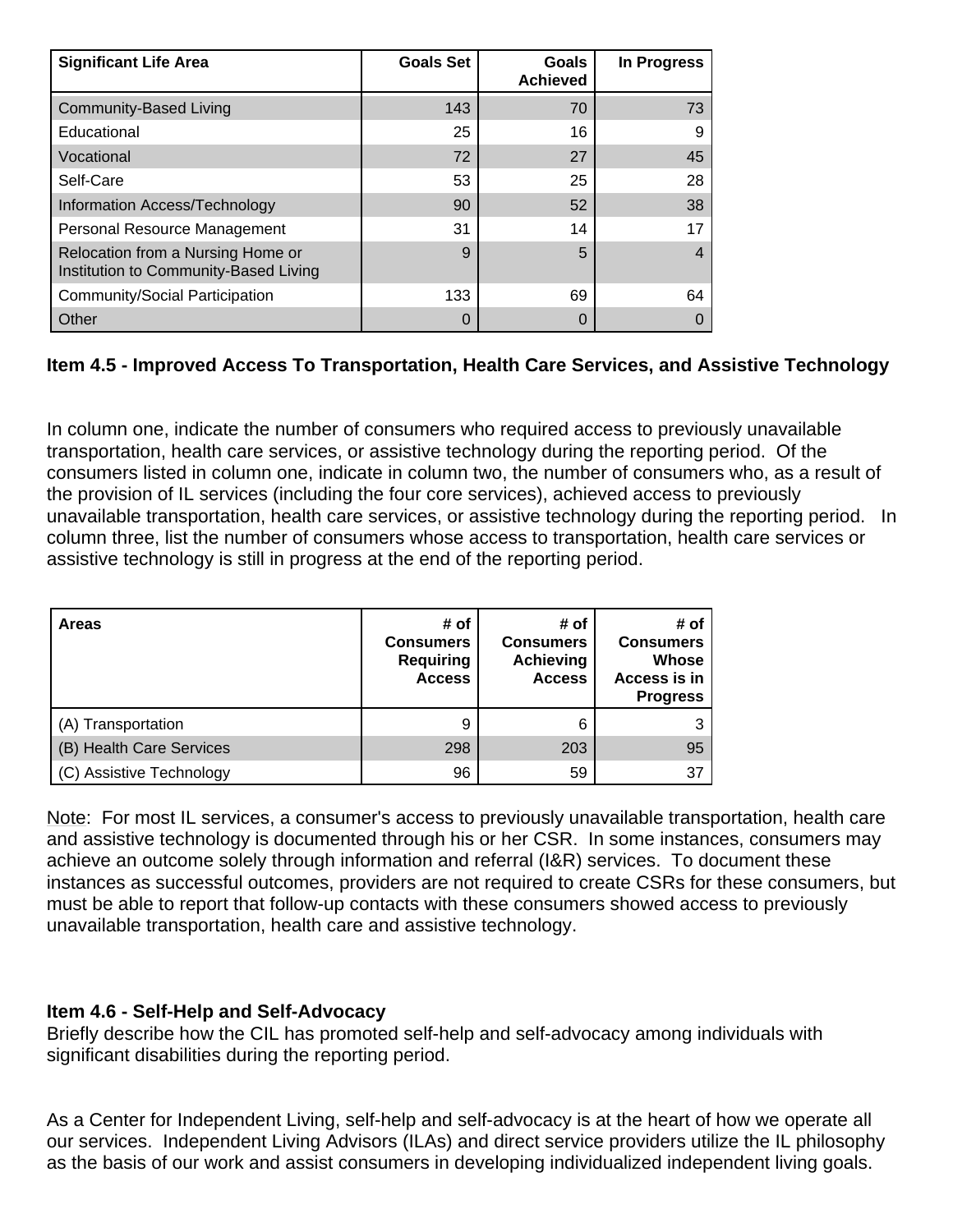| Significant Life Area | Goals Set | Goals Achieved | In Progress |
| --- | --- | --- | --- |
| Community-Based Living | 143 | 70 | 73 |
| Educational | 25 | 16 | 9 |
| Vocational | 72 | 27 | 45 |
| Self-Care | 53 | 25 | 28 |
| Information Access/Technology | 90 | 52 | 38 |
| Personal Resource Management | 31 | 14 | 17 |
| Relocation from a Nursing Home or Institution to Community-Based Living | 9 | 5 | 4 |
| Community/Social Participation | 133 | 69 | 64 |
| Other | 0 | 0 | 0 |

### Item 4.5 - Improved Access To Transportation, Health Care Services, and Assistive Technology

In column one, indicate the number of consumers who required access to previously unavailable transportation, health care services, or assistive technology during the reporting period. Of the consumers listed in column one, indicate in column two, the number of consumers who, as a result of the provision of IL services (including the four core services), achieved access to previously unavailable transportation, health care services, or assistive technology during the reporting period. In column three, list the number of consumers whose access to transportation, health care services or assistive technology is still in progress at the end of the reporting period.

| Areas | # of Consumers Requiring Access | # of Consumers Achieving Access | # of Consumers Whose Access is in Progress |
| --- | --- | --- | --- |
| (A) Transportation | 9 | 6 | 3 |
| (B) Health Care Services | 298 | 203 | 95 |
| (C) Assistive Technology | 96 | 59 | 37 |

Note: For most IL services, a consumer's access to previously unavailable transportation, health care and assistive technology is documented through his or her CSR. In some instances, consumers may achieve an outcome solely through information and referral (I&R) services. To document these instances as successful outcomes, providers are not required to create CSRs for these consumers, but must be able to report that follow-up contacts with these consumers showed access to previously unavailable transportation, health care and assistive technology.

### Item 4.6 - Self-Help and Self-Advocacy

Briefly describe how the CIL has promoted self-help and self-advocacy among individuals with significant disabilities during the reporting period.

As a Center for Independent Living, self-help and self-advocacy is at the heart of how we operate all our services. Independent Living Advisors (ILAs) and direct service providers utilize the IL philosophy as the basis of our work and assist consumers in developing individualized independent living goals.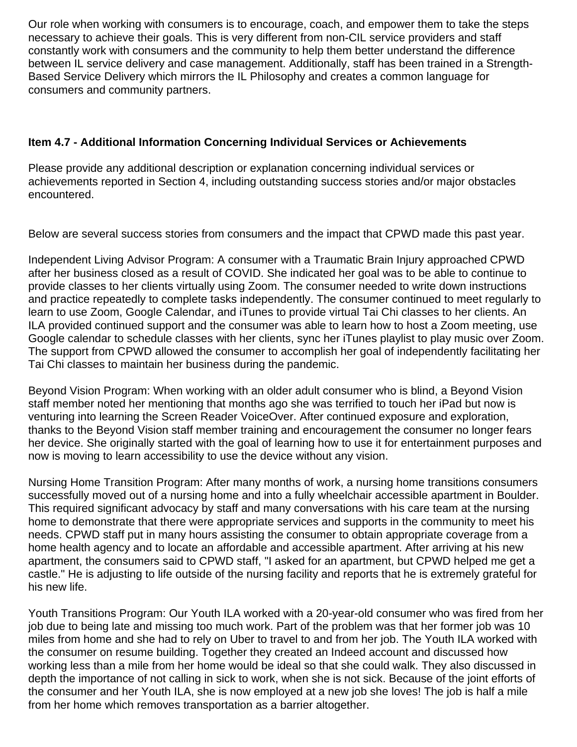Our role when working with consumers is to encourage, coach, and empower them to take the steps necessary to achieve their goals. This is very different from non-CIL service providers and staff constantly work with consumers and the community to help them better understand the difference between IL service delivery and case management. Additionally, staff has been trained in a Strength-Based Service Delivery which mirrors the IL Philosophy and creates a common language for consumers and community partners.

### Item 4.7 - Additional Information Concerning Individual Services or Achievements

Please provide any additional description or explanation concerning individual services or achievements reported in Section 4, including outstanding success stories and/or major obstacles encountered.

Below are several success stories from consumers and the impact that CPWD made this past year.

Independent Living Advisor Program: A consumer with a Traumatic Brain Injury approached CPWD after her business closed as a result of COVID. She indicated her goal was to be able to continue to provide classes to her clients virtually using Zoom. The consumer needed to write down instructions and practice repeatedly to complete tasks independently. The consumer continued to meet regularly to learn to use Zoom, Google Calendar, and iTunes to provide virtual Tai Chi classes to her clients. An ILA provided continued support and the consumer was able to learn how to host a Zoom meeting, use Google calendar to schedule classes with her clients, sync her iTunes playlist to play music over Zoom. The support from CPWD allowed the consumer to accomplish her goal of independently facilitating her Tai Chi classes to maintain her business during the pandemic.

Beyond Vision Program: When working with an older adult consumer who is blind, a Beyond Vision staff member noted her mentioning that months ago she was terrified to touch her iPad but now is venturing into learning the Screen Reader VoiceOver. After continued exposure and exploration, thanks to the Beyond Vision staff member training and encouragement the consumer no longer fears her device. She originally started with the goal of learning how to use it for entertainment purposes and now is moving to learn accessibility to use the device without any vision.

Nursing Home Transition Program: After many months of work, a nursing home transitions consumers successfully moved out of a nursing home and into a fully wheelchair accessible apartment in Boulder. This required significant advocacy by staff and many conversations with his care team at the nursing home to demonstrate that there were appropriate services and supports in the community to meet his needs. CPWD staff put in many hours assisting the consumer to obtain appropriate coverage from a home health agency and to locate an affordable and accessible apartment. After arriving at his new apartment, the consumers said to CPWD staff, "I asked for an apartment, but CPWD helped me get a castle." He is adjusting to life outside of the nursing facility and reports that he is extremely grateful for his new life.

Youth Transitions Program: Our Youth ILA worked with a 20-year-old consumer who was fired from her job due to being late and missing too much work. Part of the problem was that her former job was 10 miles from home and she had to rely on Uber to travel to and from her job. The Youth ILA worked with the consumer on resume building. Together they created an Indeed account and discussed how working less than a mile from her home would be ideal so that she could walk. They also discussed in depth the importance of not calling in sick to work, when she is not sick. Because of the joint efforts of the consumer and her Youth ILA, she is now employed at a new job she loves! The job is half a mile from her home which removes transportation as a barrier altogether.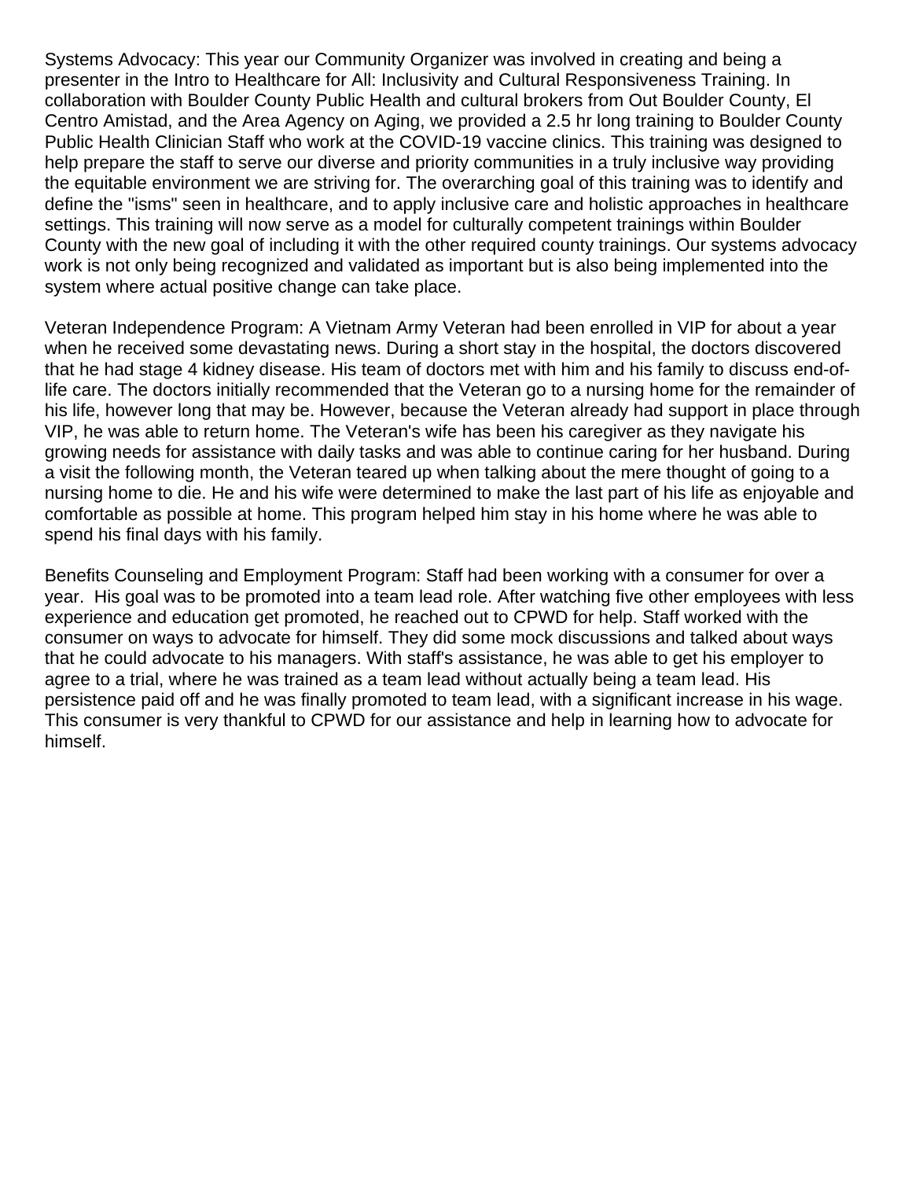Systems Advocacy: This year our Community Organizer was involved in creating and being a presenter in the Intro to Healthcare for All: Inclusivity and Cultural Responsiveness Training. In collaboration with Boulder County Public Health and cultural brokers from Out Boulder County, El Centro Amistad, and the Area Agency on Aging, we provided a 2.5 hr long training to Boulder County Public Health Clinician Staff who work at the COVID-19 vaccine clinics. This training was designed to help prepare the staff to serve our diverse and priority communities in a truly inclusive way providing the equitable environment we are striving for. The overarching goal of this training was to identify and define the "isms" seen in healthcare, and to apply inclusive care and holistic approaches in healthcare settings. This training will now serve as a model for culturally competent trainings within Boulder County with the new goal of including it with the other required county trainings. Our systems advocacy work is not only being recognized and validated as important but is also being implemented into the system where actual positive change can take place.

Veteran Independence Program: A Vietnam Army Veteran had been enrolled in VIP for about a year when he received some devastating news. During a short stay in the hospital, the doctors discovered that he had stage 4 kidney disease. His team of doctors met with him and his family to discuss end-of-life care. The doctors initially recommended that the Veteran go to a nursing home for the remainder of his life, however long that may be. However, because the Veteran already had support in place through VIP, he was able to return home. The Veteran's wife has been his caregiver as they navigate his growing needs for assistance with daily tasks and was able to continue caring for her husband. During a visit the following month, the Veteran teared up when talking about the mere thought of going to a nursing home to die. He and his wife were determined to make the last part of his life as enjoyable and comfortable as possible at home. This program helped him stay in his home where he was able to spend his final days with his family.

Benefits Counseling and Employment Program: Staff had been working with a consumer for over a year. His goal was to be promoted into a team lead role. After watching five other employees with less experience and education get promoted, he reached out to CPWD for help. Staff worked with the consumer on ways to advocate for himself. They did some mock discussions and talked about ways that he could advocate to his managers. With staff's assistance, he was able to get his employer to agree to a trial, where he was trained as a team lead without actually being a team lead. His persistence paid off and he was finally promoted to team lead, with a significant increase in his wage. This consumer is very thankful to CPWD for our assistance and help in learning how to advocate for himself.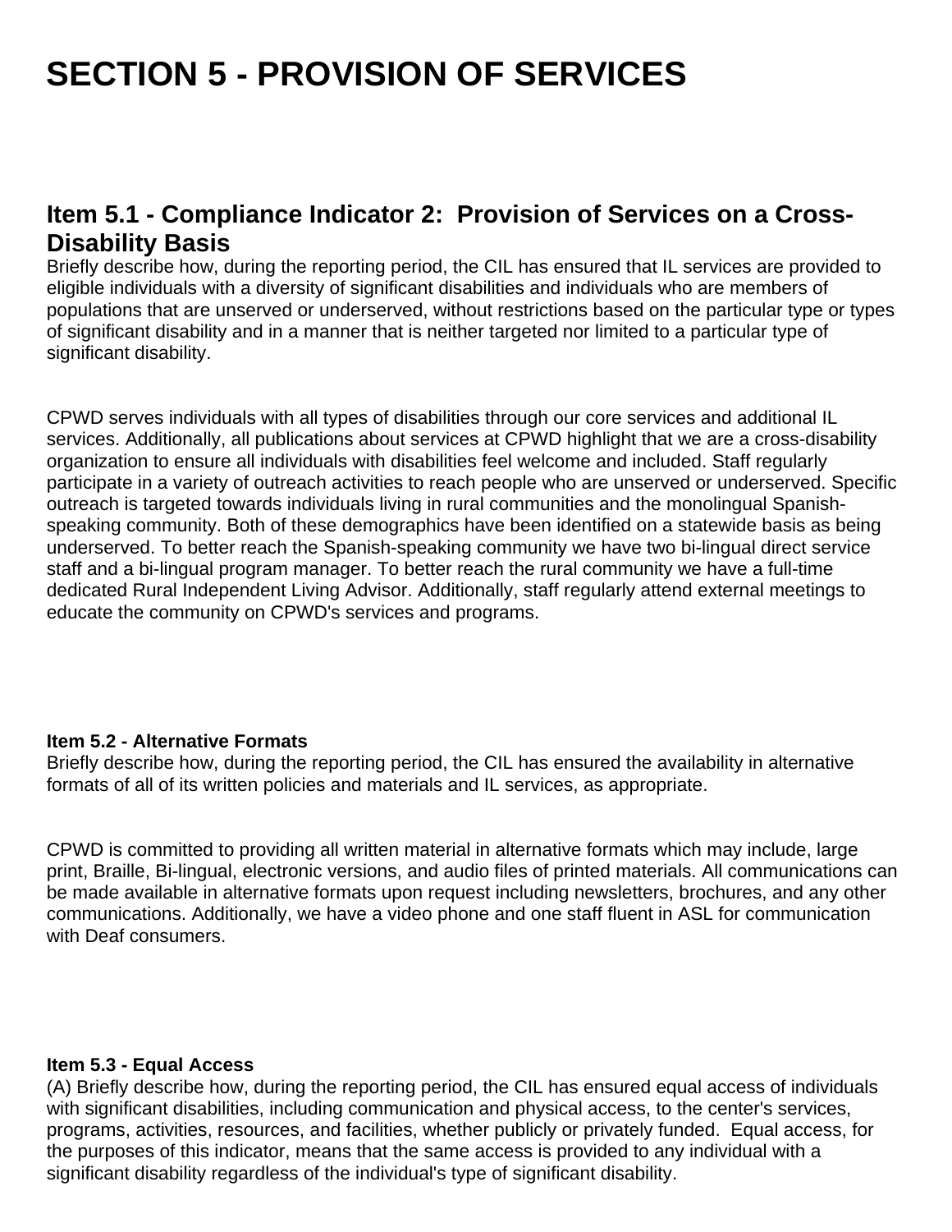# SECTION 5 - PROVISION OF SERVICES

## Item 5.1 - Compliance Indicator 2: Provision of Services on a Cross-Disability Basis

Briefly describe how, during the reporting period, the CIL has ensured that IL services are provided to eligible individuals with a diversity of significant disabilities and individuals who are members of populations that are unserved or underserved, without restrictions based on the particular type or types of significant disability and in a manner that is neither targeted nor limited to a particular type of significant disability.

CPWD serves individuals with all types of disabilities through our core services and additional IL services. Additionally, all publications about services at CPWD highlight that we are a cross-disability organization to ensure all individuals with disabilities feel welcome and included. Staff regularly participate in a variety of outreach activities to reach people who are unserved or underserved. Specific outreach is targeted towards individuals living in rural communities and the monolingual Spanish-speaking community. Both of these demographics have been identified on a statewide basis as being underserved. To better reach the Spanish-speaking community we have two bi-lingual direct service staff and a bi-lingual program manager. To better reach the rural community we have a full-time dedicated Rural Independent Living Advisor. Additionally, staff regularly attend external meetings to educate the community on CPWD's services and programs.

### Item 5.2 - Alternative Formats

Briefly describe how, during the reporting period, the CIL has ensured the availability in alternative formats of all of its written policies and materials and IL services, as appropriate.

CPWD is committed to providing all written material in alternative formats which may include, large print, Braille, Bi-lingual, electronic versions, and audio files of printed materials. All communications can be made available in alternative formats upon request including newsletters, brochures, and any other communications. Additionally, we have a video phone and one staff fluent in ASL for communication with Deaf consumers.

### Item 5.3 - Equal Access

(A) Briefly describe how, during the reporting period, the CIL has ensured equal access of individuals with significant disabilities, including communication and physical access, to the center's services, programs, activities, resources, and facilities, whether publicly or privately funded. Equal access, for the purposes of this indicator, means that the same access is provided to any individual with a significant disability regardless of the individual's type of significant disability.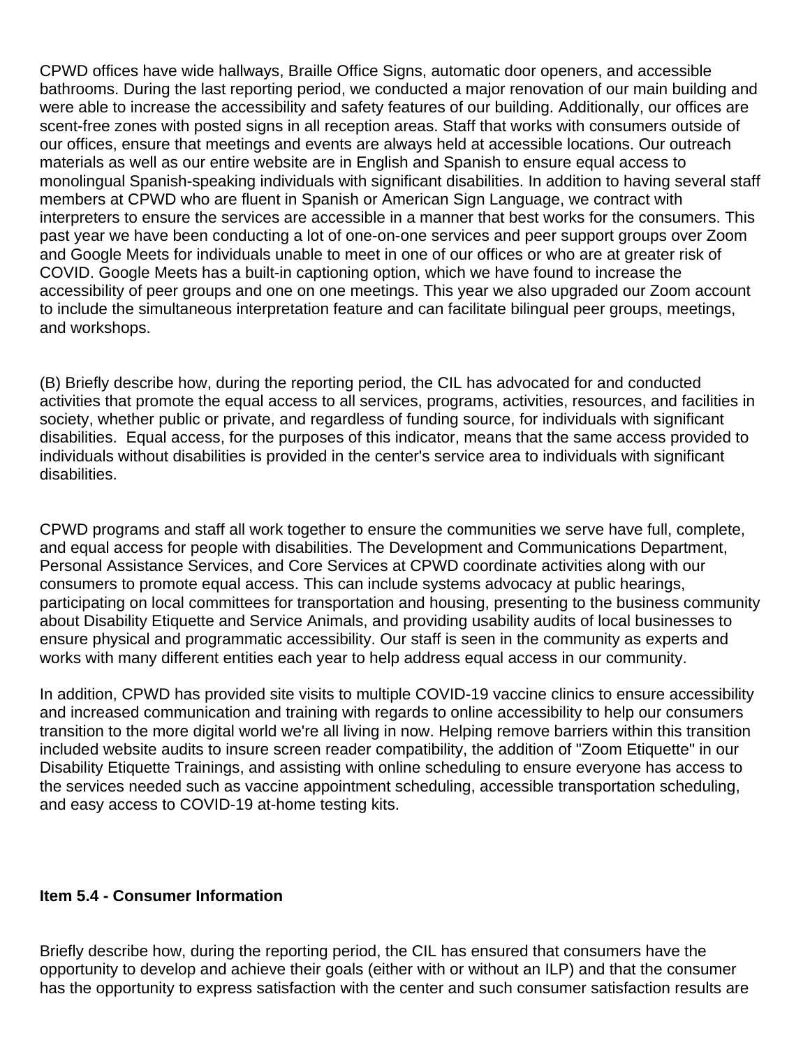CPWD offices have wide hallways, Braille Office Signs, automatic door openers, and accessible bathrooms. During the last reporting period, we conducted a major renovation of our main building and were able to increase the accessibility and safety features of our building. Additionally, our offices are scent-free zones with posted signs in all reception areas. Staff that works with consumers outside of our offices, ensure that meetings and events are always held at accessible locations. Our outreach materials as well as our entire website are in English and Spanish to ensure equal access to monolingual Spanish-speaking individuals with significant disabilities. In addition to having several staff members at CPWD who are fluent in Spanish or American Sign Language, we contract with interpreters to ensure the services are accessible in a manner that best works for the consumers. This past year we have been conducting a lot of one-on-one services and peer support groups over Zoom and Google Meets for individuals unable to meet in one of our offices or who are at greater risk of COVID. Google Meets has a built-in captioning option, which we have found to increase the accessibility of peer groups and one on one meetings. This year we also upgraded our Zoom account to include the simultaneous interpretation feature and can facilitate bilingual peer groups, meetings, and workshops.

(B) Briefly describe how, during the reporting period, the CIL has advocated for and conducted activities that promote the equal access to all services, programs, activities, resources, and facilities in society, whether public or private, and regardless of funding source, for individuals with significant disabilities. Equal access, for the purposes of this indicator, means that the same access provided to individuals without disabilities is provided in the center's service area to individuals with significant disabilities.

CPWD programs and staff all work together to ensure the communities we serve have full, complete, and equal access for people with disabilities. The Development and Communications Department, Personal Assistance Services, and Core Services at CPWD coordinate activities along with our consumers to promote equal access. This can include systems advocacy at public hearings, participating on local committees for transportation and housing, presenting to the business community about Disability Etiquette and Service Animals, and providing usability audits of local businesses to ensure physical and programmatic accessibility. Our staff is seen in the community as experts and works with many different entities each year to help address equal access in our community.

In addition, CPWD has provided site visits to multiple COVID-19 vaccine clinics to ensure accessibility and increased communication and training with regards to online accessibility to help our consumers transition to the more digital world we're all living in now. Helping remove barriers within this transition included website audits to insure screen reader compatibility, the addition of "Zoom Etiquette" in our Disability Etiquette Trainings, and assisting with online scheduling to ensure everyone has access to the services needed such as vaccine appointment scheduling, accessible transportation scheduling, and easy access to COVID-19 at-home testing kits.

**Item 5.4 - Consumer Information**

Briefly describe how, during the reporting period, the CIL has ensured that consumers have the opportunity to develop and achieve their goals (either with or without an ILP) and that the consumer has the opportunity to express satisfaction with the center and such consumer satisfaction results are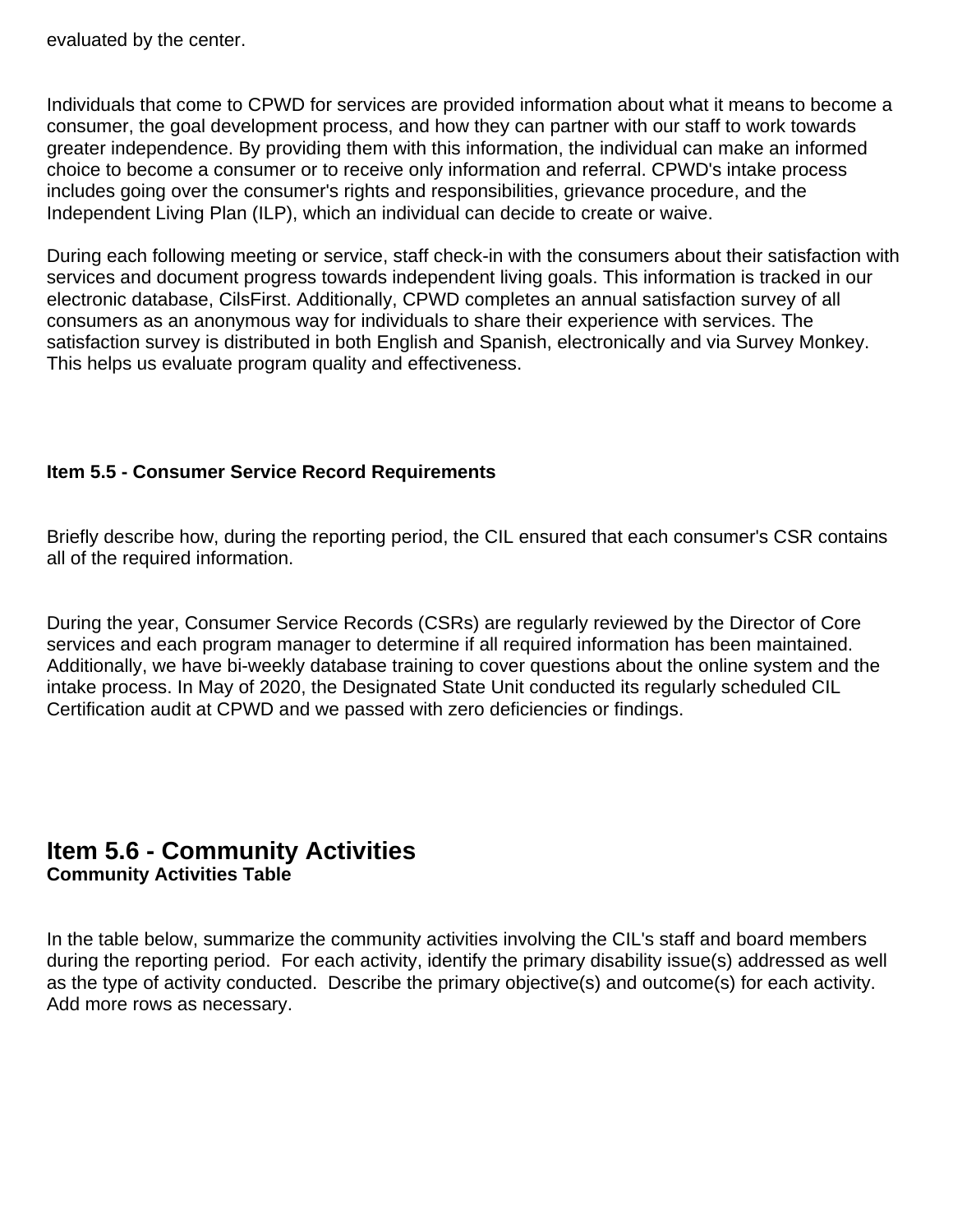evaluated by the center.

Individuals that come to CPWD for services are provided information about what it means to become a consumer, the goal development process, and how they can partner with our staff to work towards greater independence. By providing them with this information, the individual can make an informed choice to become a consumer or to receive only information and referral. CPWD's intake process includes going over the consumer's rights and responsibilities, grievance procedure, and the Independent Living Plan (ILP), which an individual can decide to create or waive.

During each following meeting or service, staff check-in with the consumers about their satisfaction with services and document progress towards independent living goals. This information is tracked in our electronic database, CilsFirst. Additionally, CPWD completes an annual satisfaction survey of all consumers as an anonymous way for individuals to share their experience with services. The satisfaction survey is distributed in both English and Spanish, electronically and via Survey Monkey. This helps us evaluate program quality and effectiveness.

**Item 5.5 - Consumer Service Record Requirements**

Briefly describe how, during the reporting period, the CIL ensured that each consumer's CSR contains all of the required information.

During the year, Consumer Service Records (CSRs) are regularly reviewed by the Director of Core services and each program manager to determine if all required information has been maintained. Additionally, we have bi-weekly database training to cover questions about the online system and the intake process. In May of 2020, the Designated State Unit conducted its regularly scheduled CIL Certification audit at CPWD and we passed with zero deficiencies or findings.

## Item 5.6 - Community Activities

**Community Activities Table**

In the table below, summarize the community activities involving the CIL's staff and board members during the reporting period. For each activity, identify the primary disability issue(s) addressed as well as the type of activity conducted. Describe the primary objective(s) and outcome(s) for each activity. Add more rows as necessary.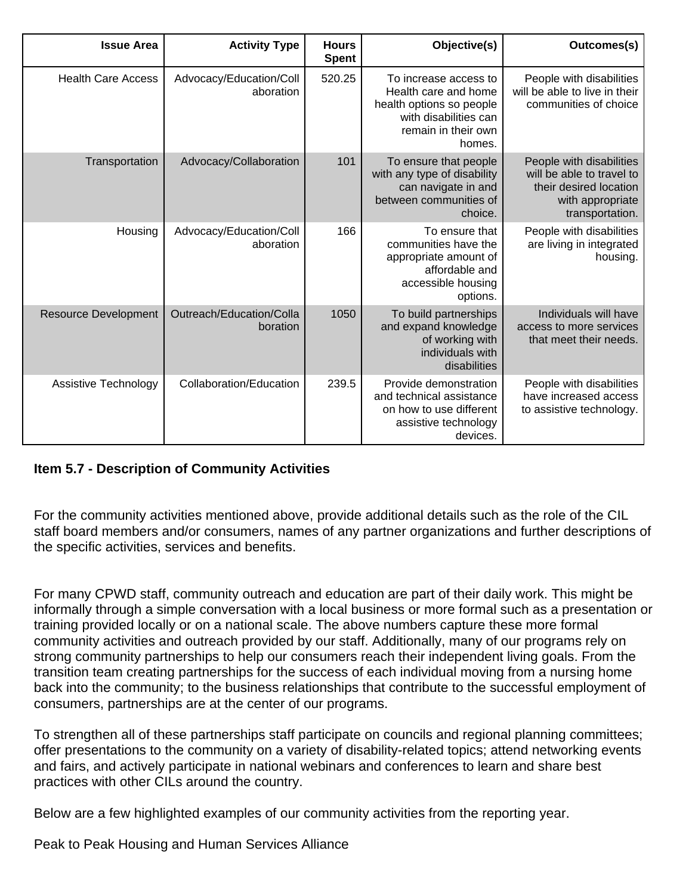| Issue Area | Activity Type | Hours Spent | Objective(s) | Outcomes(s) |
|---|---|---|---|---|
| Health Care Access | Advocacy/Education/Collaboration | 520.25 | To increase access to Health care and home health options so people with disabilities can remain in their own homes. | People with disabilities will be able to live in their communities of choice |
| Transportation | Advocacy/Collaboration | 101 | To ensure that people with any type of disability can navigate in and between communities of choice. | People with disabilities will be able to travel to their desired location with appropriate transportation. |
| Housing | Advocacy/Education/Collaboration | 166 | To ensure that communities have the appropriate amount of affordable and accessible housing options. | People with disabilities are living in integrated housing. |
| Resource Development | Outreach/Education/Collaboration | 1050 | To build partnerships and expand knowledge of working with individuals with disabilities | Individuals will have access to more services that meet their needs. |
| Assistive Technology | Collaboration/Education | 239.5 | Provide demonstration and technical assistance on how to use different assistive technology devices. | People with disabilities have increased access to assistive technology. |

### Item 5.7 - Description of Community Activities

For the community activities mentioned above, provide additional details such as the role of the CIL staff board members and/or consumers, names of any partner organizations and further descriptions of the specific activities, services and benefits.

For many CPWD staff, community outreach and education are part of their daily work. This might be informally through a simple conversation with a local business or more formal such as a presentation or training provided locally or on a national scale. The above numbers capture these more formal community activities and outreach provided by our staff. Additionally, many of our programs rely on strong community partnerships to help our consumers reach their independent living goals. From the transition team creating partnerships for the success of each individual moving from a nursing home back into the community; to the business relationships that contribute to the successful employment of consumers, partnerships are at the center of our programs.

To strengthen all of these partnerships staff participate on councils and regional planning committees; offer presentations to the community on a variety of disability-related topics; attend networking events and fairs, and actively participate in national webinars and conferences to learn and share best practices with other CILs around the country.

Below are a few highlighted examples of our community activities from the reporting year.

Peak to Peak Housing and Human Services Alliance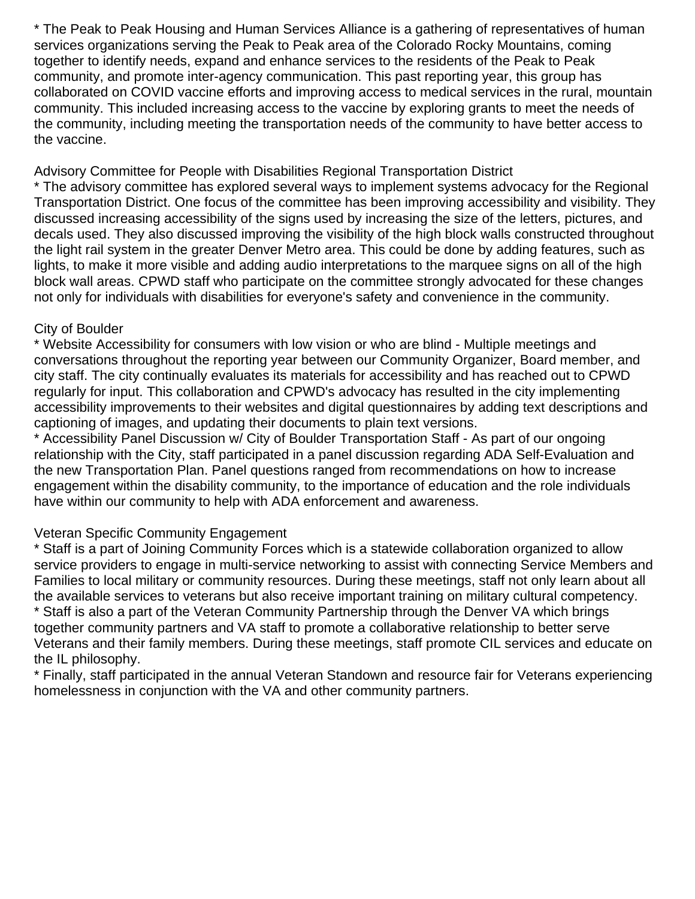* The Peak to Peak Housing and Human Services Alliance is a gathering of representatives of human services organizations serving the Peak to Peak area of the Colorado Rocky Mountains, coming together to identify needs, expand and enhance services to the residents of the Peak to Peak community, and promote inter-agency communication. This past reporting year, this group has collaborated on COVID vaccine efforts and improving access to medical services in the rural, mountain community. This included increasing access to the vaccine by exploring grants to meet the needs of the community, including meeting the transportation needs of the community to have better access to the vaccine.

Advisory Committee for People with Disabilities Regional Transportation District
* The advisory committee has explored several ways to implement systems advocacy for the Regional Transportation District. One focus of the committee has been improving accessibility and visibility. They discussed increasing accessibility of the signs used by increasing the size of the letters, pictures, and decals used. They also discussed improving the visibility of the high block walls constructed throughout the light rail system in the greater Denver Metro area. This could be done by adding features, such as lights, to make it more visible and adding audio interpretations to the marquee signs on all of the high block wall areas. CPWD staff who participate on the committee strongly advocated for these changes not only for individuals with disabilities for everyone's safety and convenience in the community.

City of Boulder
* Website Accessibility for consumers with low vision or who are blind - Multiple meetings and conversations throughout the reporting year between our Community Organizer, Board member, and city staff. The city continually evaluates its materials for accessibility and has reached out to CPWD regularly for input. This collaboration and CPWD's advocacy has resulted in the city implementing accessibility improvements to their websites and digital questionnaires by adding text descriptions and captioning of images, and updating their documents to plain text versions.
* Accessibility Panel Discussion w/ City of Boulder Transportation Staff - As part of our ongoing relationship with the City, staff participated in a panel discussion regarding ADA Self-Evaluation and the new Transportation Plan. Panel questions ranged from recommendations on how to increase engagement within the disability community, to the importance of education and the role individuals have within our community to help with ADA enforcement and awareness.

Veteran Specific Community Engagement
* Staff is a part of Joining Community Forces which is a statewide collaboration organized to allow service providers to engage in multi-service networking to assist with connecting Service Members and Families to local military or community resources. During these meetings, staff not only learn about all the available services to veterans but also receive important training on military cultural competency.
* Staff is also a part of the Veteran Community Partnership through the Denver VA which brings together community partners and VA staff to promote a collaborative relationship to better serve Veterans and their family members. During these meetings, staff promote CIL services and educate on the IL philosophy.
* Finally, staff participated in the annual Veteran Standown and resource fair for Veterans experiencing homelessness in conjunction with the VA and other community partners.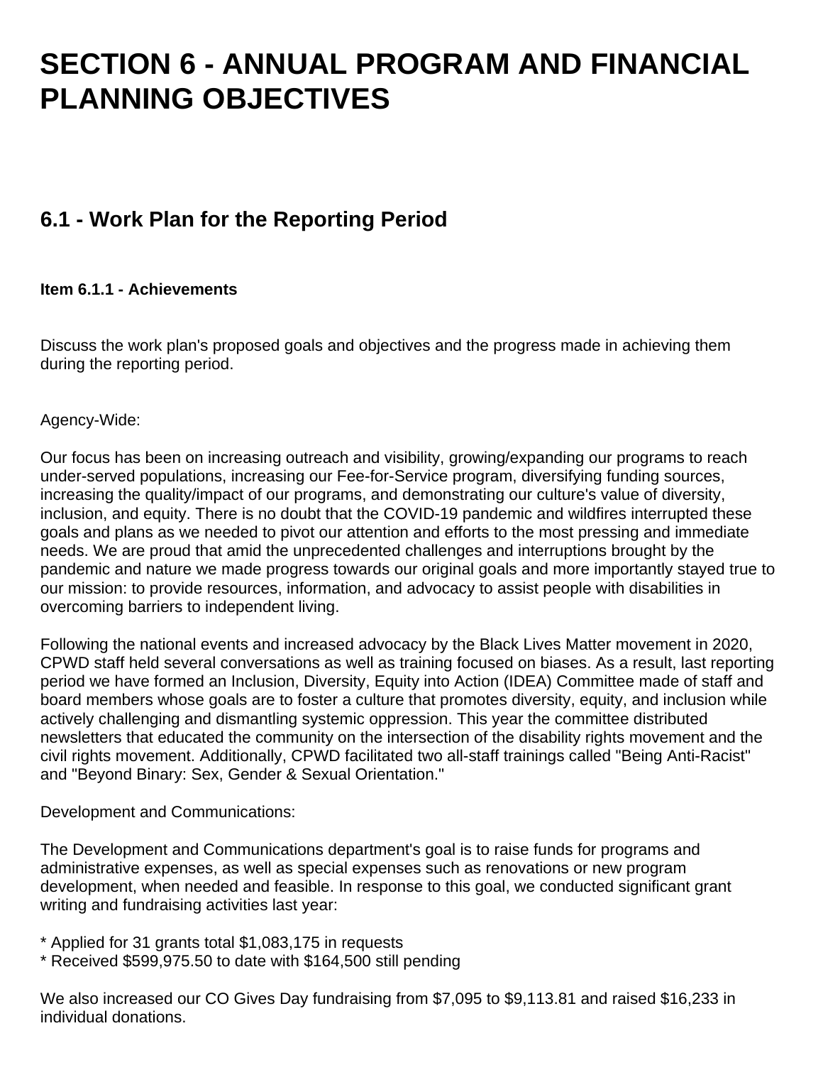# SECTION 6 - ANNUAL PROGRAM AND FINANCIAL PLANNING OBJECTIVES

## 6.1 - Work Plan for the Reporting Period

### Item 6.1.1 - Achievements

Discuss the work plan's proposed goals and objectives and the progress made in achieving them during the reporting period.

Agency-Wide:

Our focus has been on increasing outreach and visibility, growing/expanding our programs to reach under-served populations, increasing our Fee-for-Service program, diversifying funding sources, increasing the quality/impact of our programs, and demonstrating our culture's value of diversity, inclusion, and equity. There is no doubt that the COVID-19 pandemic and wildfires interrupted these goals and plans as we needed to pivot our attention and efforts to the most pressing and immediate needs. We are proud that amid the unprecedented challenges and interruptions brought by the pandemic and nature we made progress towards our original goals and more importantly stayed true to our mission: to provide resources, information, and advocacy to assist people with disabilities in overcoming barriers to independent living.

Following the national events and increased advocacy by the Black Lives Matter movement in 2020, CPWD staff held several conversations as well as training focused on biases. As a result, last reporting period we have formed an Inclusion, Diversity, Equity into Action (IDEA) Committee made of staff and board members whose goals are to foster a culture that promotes diversity, equity, and inclusion while actively challenging and dismantling systemic oppression. This year the committee distributed newsletters that educated the community on the intersection of the disability rights movement and the civil rights movement. Additionally, CPWD facilitated two all-staff trainings called "Being Anti-Racist" and "Beyond Binary: Sex, Gender & Sexual Orientation."

Development and Communications:

The Development and Communications department's goal is to raise funds for programs and administrative expenses, as well as special expenses such as renovations or new program development, when needed and feasible. In response to this goal, we conducted significant grant writing and fundraising activities last year:

* Applied for 31 grants total $1,083,175 in requests
* Received $599,975.50 to date with $164,500 still pending

We also increased our CO Gives Day fundraising from $7,095 to $9,113.81 and raised $16,233 in individual donations.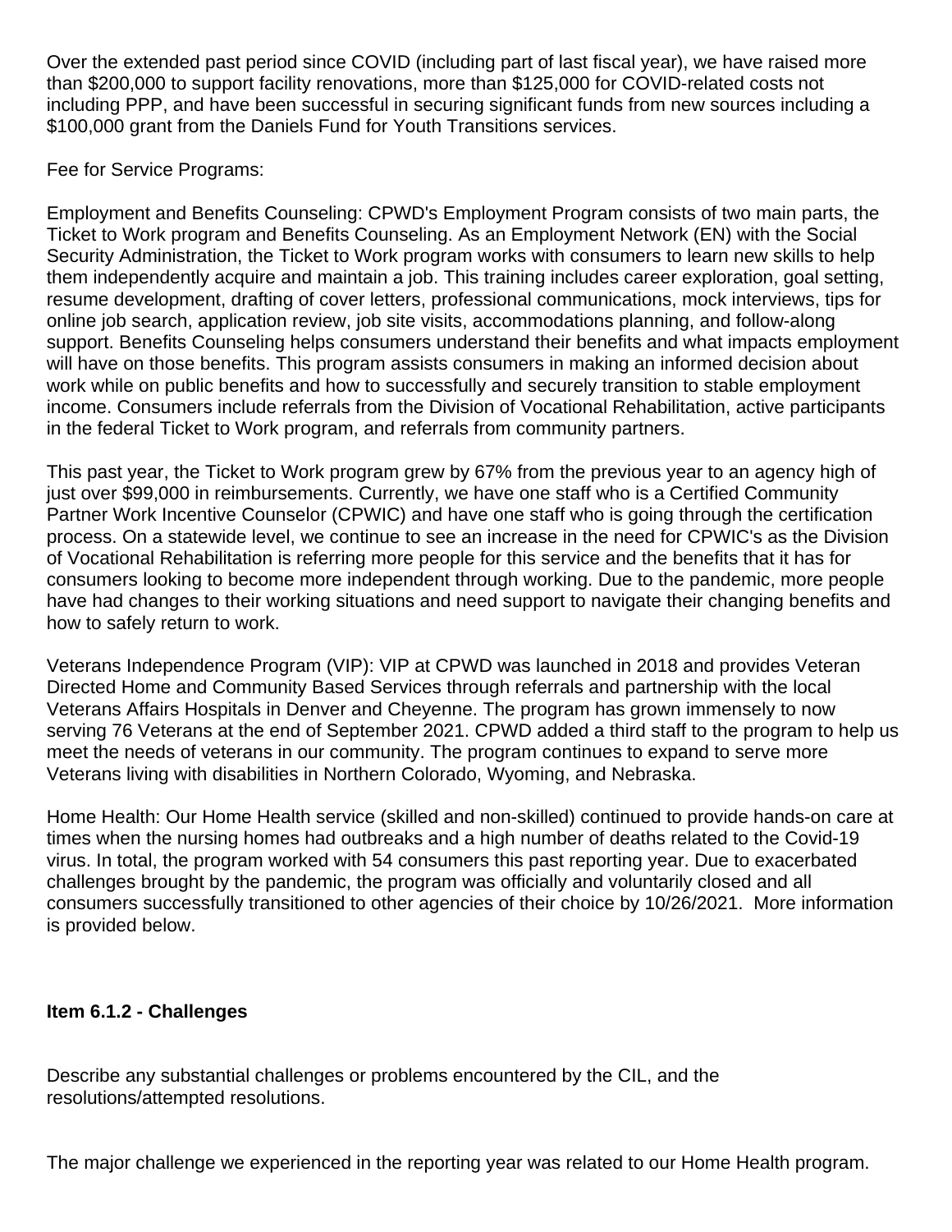Over the extended past period since COVID (including part of last fiscal year), we have raised more than $200,000 to support facility renovations, more than $125,000 for COVID-related costs not including PPP, and have been successful in securing significant funds from new sources including a $100,000 grant from the Daniels Fund for Youth Transitions services.

Fee for Service Programs:

Employment and Benefits Counseling: CPWD's Employment Program consists of two main parts, the Ticket to Work program and Benefits Counseling. As an Employment Network (EN) with the Social Security Administration, the Ticket to Work program works with consumers to learn new skills to help them independently acquire and maintain a job. This training includes career exploration, goal setting, resume development, drafting of cover letters, professional communications, mock interviews, tips for online job search, application review, job site visits, accommodations planning, and follow-along support. Benefits Counseling helps consumers understand their benefits and what impacts employment will have on those benefits. This program assists consumers in making an informed decision about work while on public benefits and how to successfully and securely transition to stable employment income. Consumers include referrals from the Division of Vocational Rehabilitation, active participants in the federal Ticket to Work program, and referrals from community partners.

This past year, the Ticket to Work program grew by 67% from the previous year to an agency high of just over $99,000 in reimbursements. Currently, we have one staff who is a Certified Community Partner Work Incentive Counselor (CPWIC) and have one staff who is going through the certification process. On a statewide level, we continue to see an increase in the need for CPWIC's as the Division of Vocational Rehabilitation is referring more people for this service and the benefits that it has for consumers looking to become more independent through working. Due to the pandemic, more people have had changes to their working situations and need support to navigate their changing benefits and how to safely return to work.

Veterans Independence Program (VIP): VIP at CPWD was launched in 2018 and provides Veteran Directed Home and Community Based Services through referrals and partnership with the local Veterans Affairs Hospitals in Denver and Cheyenne. The program has grown immensely to now serving 76 Veterans at the end of September 2021. CPWD added a third staff to the program to help us meet the needs of veterans in our community. The program continues to expand to serve more Veterans living with disabilities in Northern Colorado, Wyoming, and Nebraska.

Home Health: Our Home Health service (skilled and non-skilled) continued to provide hands-on care at times when the nursing homes had outbreaks and a high number of deaths related to the Covid-19 virus. In total, the program worked with 54 consumers this past reporting year. Due to exacerbated challenges brought by the pandemic, the program was officially and voluntarily closed and all consumers successfully transitioned to other agencies of their choice by 10/26/2021. More information is provided below.

### Item 6.1.2 - Challenges

Describe any substantial challenges or problems encountered by the CIL, and the resolutions/attempted resolutions.

The major challenge we experienced in the reporting year was related to our Home Health program.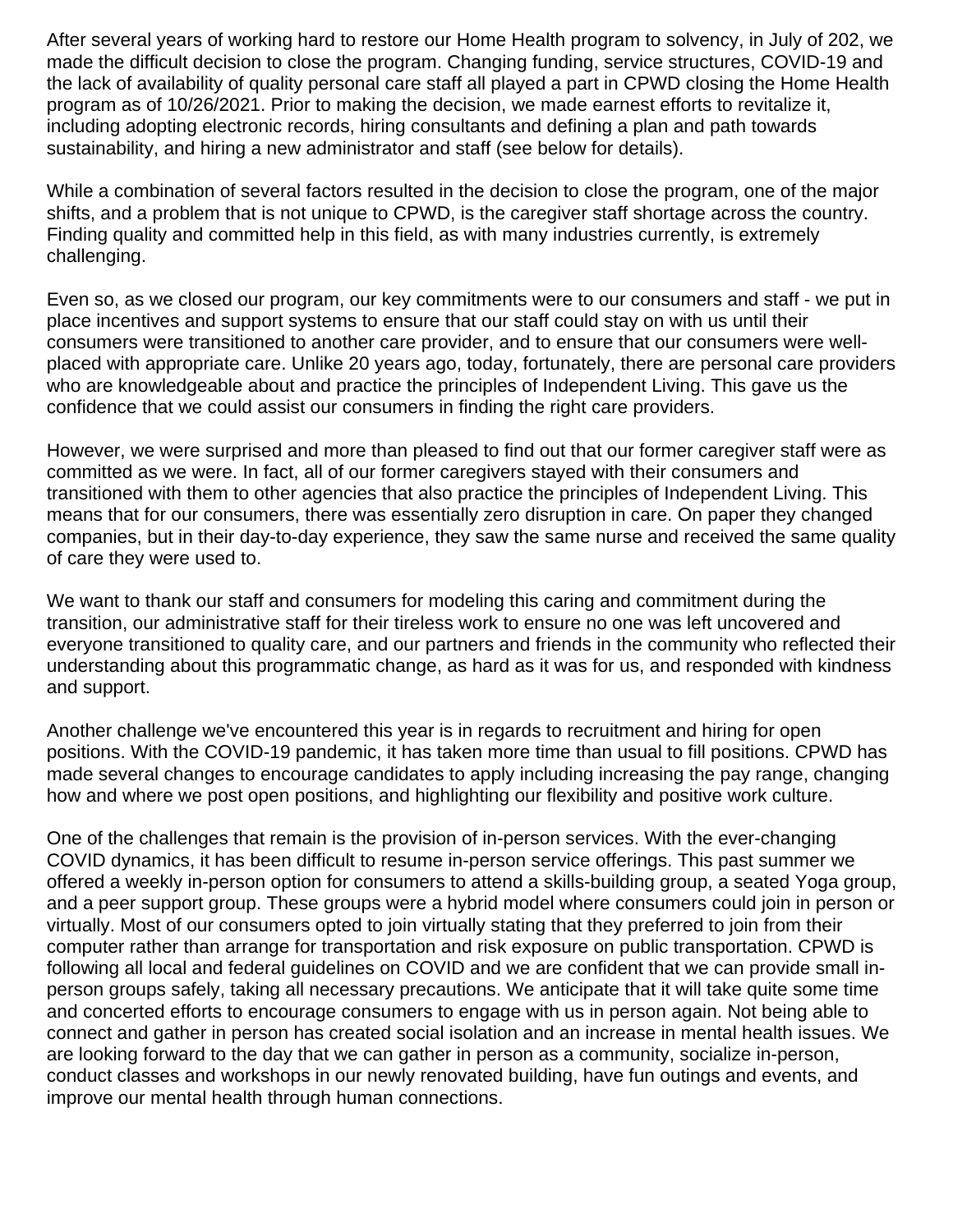After several years of working hard to restore our Home Health program to solvency, in July of 202, we made the difficult decision to close the program. Changing funding, service structures, COVID-19 and the lack of availability of quality personal care staff all played a part in CPWD closing the Home Health program as of 10/26/2021. Prior to making the decision, we made earnest efforts to revitalize it, including adopting electronic records, hiring consultants and defining a plan and path towards sustainability, and hiring a new administrator and staff (see below for details).

While a combination of several factors resulted in the decision to close the program, one of the major shifts, and a problem that is not unique to CPWD, is the caregiver staff shortage across the country. Finding quality and committed help in this field, as with many industries currently, is extremely challenging.

Even so, as we closed our program, our key commitments were to our consumers and staff - we put in place incentives and support systems to ensure that our staff could stay on with us until their consumers were transitioned to another care provider, and to ensure that our consumers were well-placed with appropriate care. Unlike 20 years ago, today, fortunately, there are personal care providers who are knowledgeable about and practice the principles of Independent Living. This gave us the confidence that we could assist our consumers in finding the right care providers.

However, we were surprised and more than pleased to find out that our former caregiver staff were as committed as we were. In fact, all of our former caregivers stayed with their consumers and transitioned with them to other agencies that also practice the principles of Independent Living. This means that for our consumers, there was essentially zero disruption in care. On paper they changed companies, but in their day-to-day experience, they saw the same nurse and received the same quality of care they were used to.

We want to thank our staff and consumers for modeling this caring and commitment during the transition, our administrative staff for their tireless work to ensure no one was left uncovered and everyone transitioned to quality care, and our partners and friends in the community who reflected their understanding about this programmatic change, as hard as it was for us, and responded with kindness and support.

Another challenge we've encountered this year is in regards to recruitment and hiring for open positions. With the COVID-19 pandemic, it has taken more time than usual to fill positions. CPWD has made several changes to encourage candidates to apply including increasing the pay range, changing how and where we post open positions, and highlighting our flexibility and positive work culture.

One of the challenges that remain is the provision of in-person services. With the ever-changing COVID dynamics, it has been difficult to resume in-person service offerings. This past summer we offered a weekly in-person option for consumers to attend a skills-building group, a seated Yoga group, and a peer support group. These groups were a hybrid model where consumers could join in person or virtually. Most of our consumers opted to join virtually stating that they preferred to join from their computer rather than arrange for transportation and risk exposure on public transportation. CPWD is following all local and federal guidelines on COVID and we are confident that we can provide small in-person groups safely, taking all necessary precautions. We anticipate that it will take quite some time and concerted efforts to encourage consumers to engage with us in person again. Not being able to connect and gather in person has created social isolation and an increase in mental health issues. We are looking forward to the day that we can gather in person as a community, socialize in-person, conduct classes and workshops in our newly renovated building, have fun outings and events, and improve our mental health through human connections.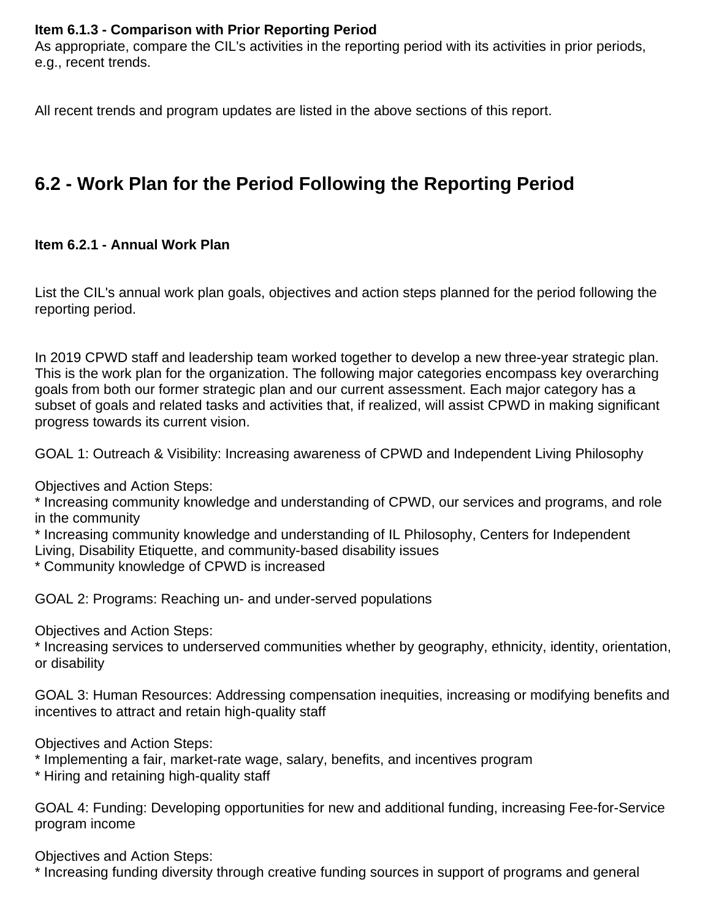**Item 6.1.3 - Comparison with Prior Reporting Period**

As appropriate, compare the CIL's activities in the reporting period with its activities in prior periods, e.g., recent trends.

All recent trends and program updates are listed in the above sections of this report.

## 6.2 - Work Plan for the Period Following the Reporting Period

**Item 6.2.1 - Annual Work Plan**

List the CIL's annual work plan goals, objectives and action steps planned for the period following the reporting period.

In 2019 CPWD staff and leadership team worked together to develop a new three-year strategic plan. This is the work plan for the organization. The following major categories encompass key overarching goals from both our former strategic plan and our current assessment. Each major category has a subset of goals and related tasks and activities that, if realized, will assist CPWD in making significant progress towards its current vision.

GOAL 1: Outreach & Visibility: Increasing awareness of CPWD and Independent Living Philosophy

Objectives and Action Steps:
* Increasing community knowledge and understanding of CPWD, our services and programs, and role in the community
* Increasing community knowledge and understanding of IL Philosophy, Centers for Independent Living, Disability Etiquette, and community-based disability issues
* Community knowledge of CPWD is increased

GOAL 2: Programs: Reaching un- and under-served populations

Objectives and Action Steps:
* Increasing services to underserved communities whether by geography, ethnicity, identity, orientation, or disability

GOAL 3: Human Resources: Addressing compensation inequities, increasing or modifying benefits and incentives to attract and retain high-quality staff

Objectives and Action Steps:
* Implementing a fair, market-rate wage, salary, benefits, and incentives program
* Hiring and retaining high-quality staff

GOAL 4: Funding: Developing opportunities for new and additional funding, increasing Fee-for-Service program income

Objectives and Action Steps:
* Increasing funding diversity through creative funding sources in support of programs and general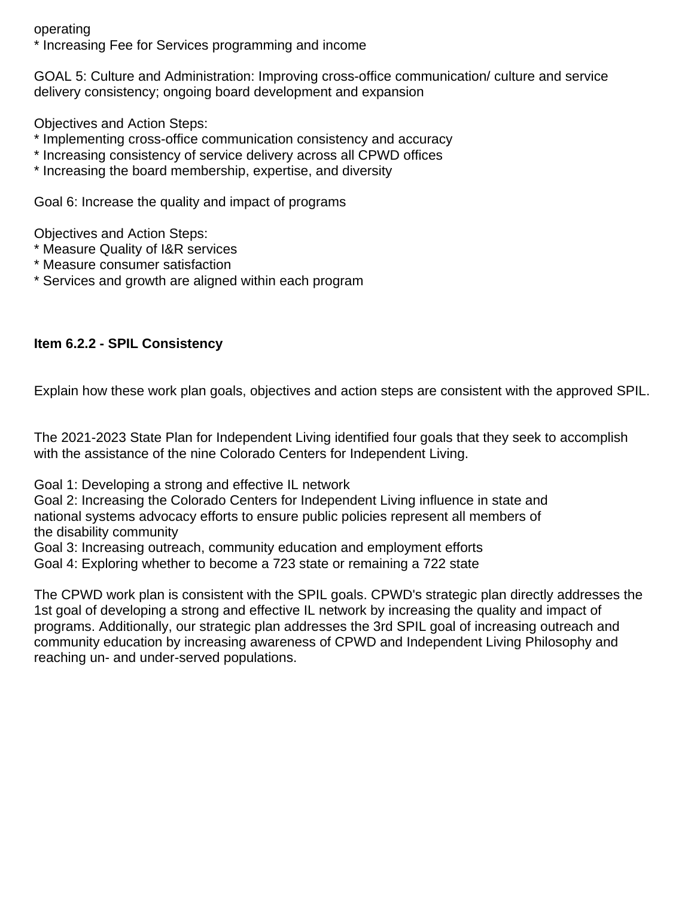operating
* Increasing Fee for Services programming and income

GOAL 5: Culture and Administration: Improving cross-office communication/ culture and service delivery consistency; ongoing board development and expansion

Objectives and Action Steps:
* Implementing cross-office communication consistency and accuracy
* Increasing consistency of service delivery across all CPWD offices
* Increasing the board membership, expertise, and diversity

Goal 6: Increase the quality and impact of programs

Objectives and Action Steps:
* Measure Quality of I&R services
* Measure consumer satisfaction
* Services and growth are aligned within each program

**Item 6.2.2 - SPIL Consistency**

Explain how these work plan goals, objectives and action steps are consistent with the approved SPIL.

The 2021-2023 State Plan for Independent Living identified four goals that they seek to accomplish with the assistance of the nine Colorado Centers for Independent Living.

Goal 1: Developing a strong and effective IL network
Goal 2: Increasing the Colorado Centers for Independent Living influence in state and national systems advocacy efforts to ensure public policies represent all members of the disability community
Goal 3: Increasing outreach, community education and employment efforts
Goal 4: Exploring whether to become a 723 state or remaining a 722 state

The CPWD work plan is consistent with the SPIL goals. CPWD's strategic plan directly addresses the 1st goal of developing a strong and effective IL network by increasing the quality and impact of programs. Additionally, our strategic plan addresses the 3rd SPIL goal of increasing outreach and community education by increasing awareness of CPWD and Independent Living Philosophy and reaching un- and under-served populations.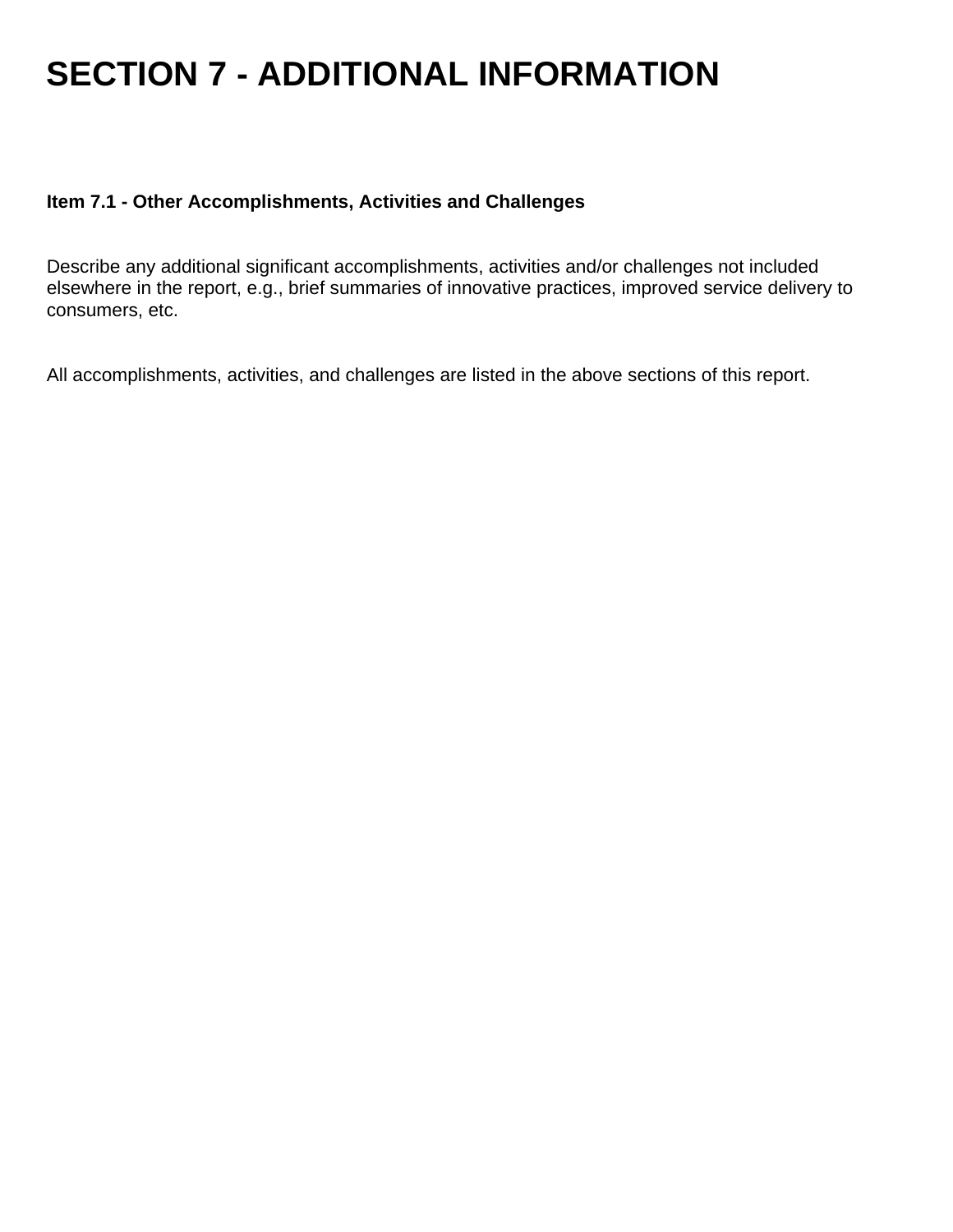# SECTION 7 - ADDITIONAL INFORMATION

**Item 7.1 - Other Accomplishments, Activities and Challenges**

Describe any additional significant accomplishments, activities and/or challenges not included elsewhere in the report, e.g., brief summaries of innovative practices, improved service delivery to consumers, etc.

All accomplishments, activities, and challenges are listed in the above sections of this report.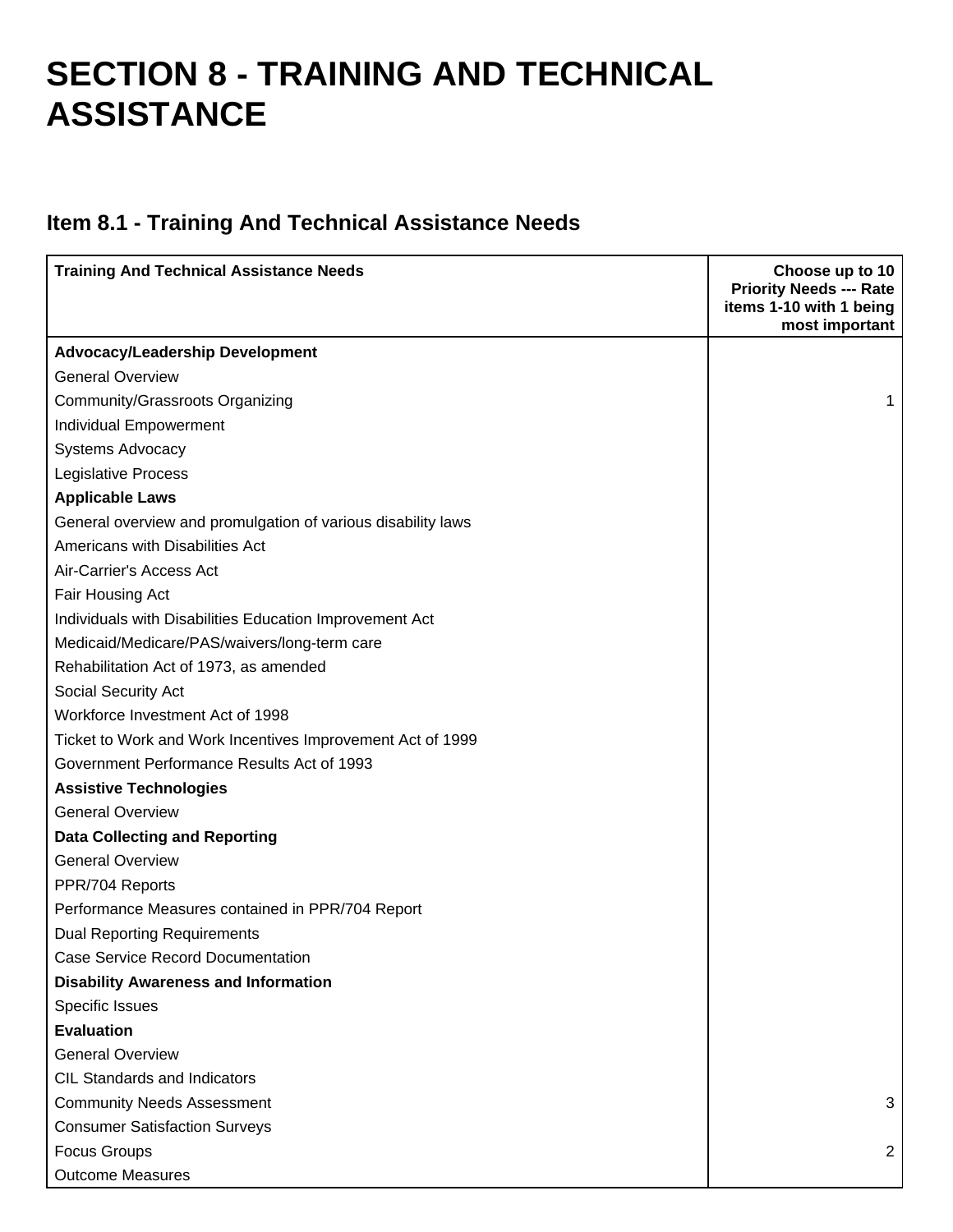# SECTION 8 - TRAINING AND TECHNICAL ASSISTANCE

## Item 8.1 - Training And Technical Assistance Needs

| Training And Technical Assistance Needs | Choose up to 10 Priority Needs --- Rate items 1-10 with 1 being most important |
|---|---|
| **Advocacy/Leadership Development** | |
| General Overview | |
| Community/Grassroots Organizing | 1 |
| Individual Empowerment | |
| Systems Advocacy | |
| Legislative Process | |
| **Applicable Laws** | |
| General overview and promulgation of various disability laws | |
| Americans with Disabilities Act | |
| Air-Carrier's Access Act | |
| Fair Housing Act | |
| Individuals with Disabilities Education Improvement Act | |
| Medicaid/Medicare/PAS/waivers/long-term care | |
| Rehabilitation Act of 1973, as amended | |
| Social Security Act | |
| Workforce Investment Act of 1998 | |
| Ticket to Work and Work Incentives Improvement Act of 1999 | |
| Government Performance Results Act of 1993 | |
| **Assistive Technologies** | |
| General Overview | |
| **Data Collecting and Reporting** | |
| General Overview | |
| PPR/704 Reports | |
| Performance Measures contained in PPR/704 Report | |
| Dual Reporting Requirements | |
| Case Service Record Documentation | |
| **Disability Awareness and Information** | |
| Specific Issues | |
| **Evaluation** | |
| General Overview | |
| CIL Standards and Indicators | |
| Community Needs Assessment | 3 |
| Consumer Satisfaction Surveys | |
| Focus Groups | 2 |
| Outcome Measures | |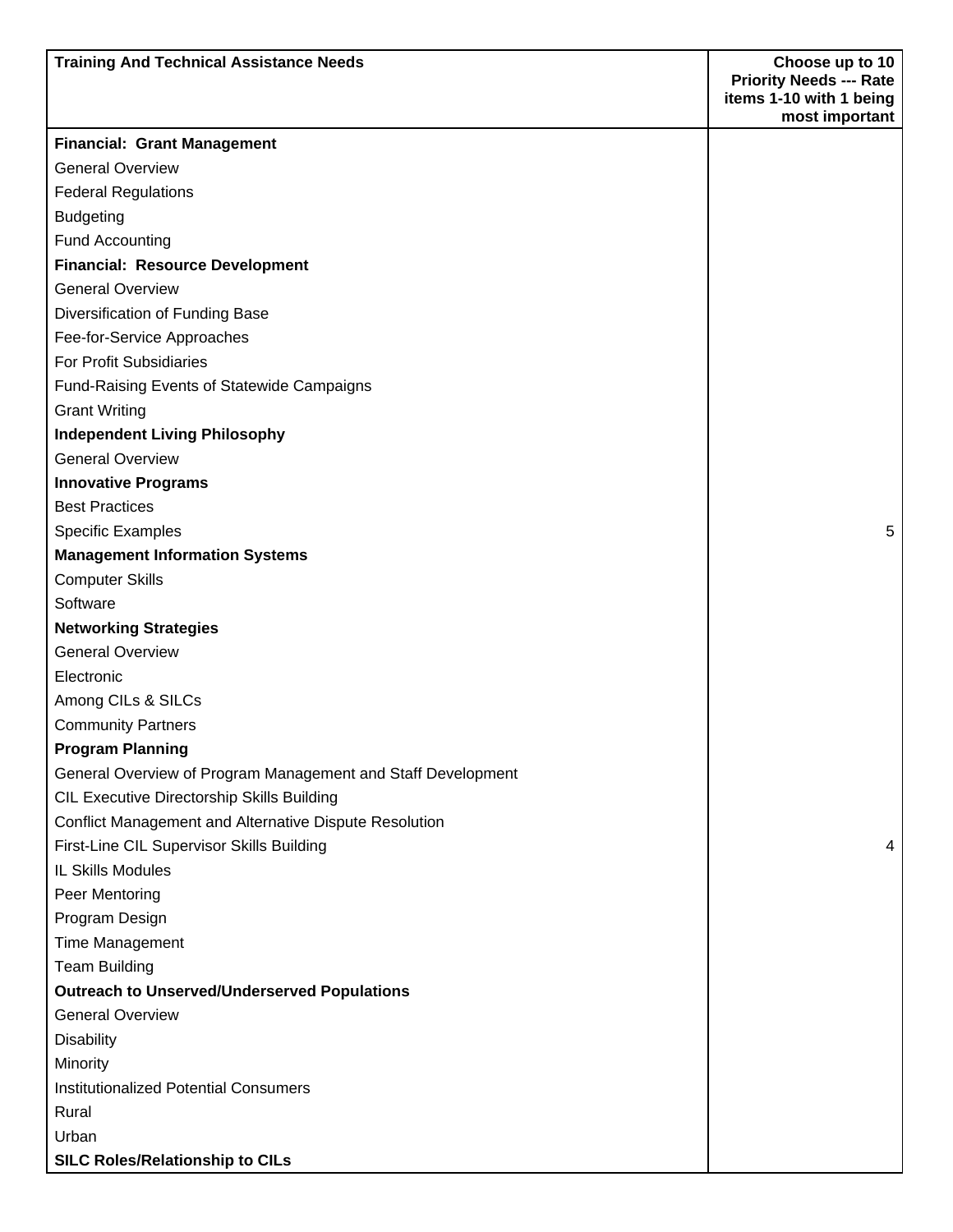| Training And Technical Assistance Needs | Choose up to 10 Priority Needs --- Rate items 1-10 with 1 being most important |
|---|---|
| **Financial: Grant Management** | |
| General Overview | |
| Federal Regulations | |
| Budgeting | |
| Fund Accounting | |
| **Financial: Resource Development** | |
| General Overview | |
| Diversification of Funding Base | |
| Fee-for-Service Approaches | |
| For Profit Subsidiaries | |
| Fund-Raising Events of Statewide Campaigns | |
| Grant Writing | |
| **Independent Living Philosophy** | |
| General Overview | |
| **Innovative Programs** | |
| Best Practices | |
| Specific Examples | 5 |
| **Management Information Systems** | |
| Computer Skills | |
| Software | |
| **Networking Strategies** | |
| General Overview | |
| Electronic | |
| Among CILs & SILCs | |
| Community Partners | |
| **Program Planning** | |
| General Overview of Program Management and Staff Development | |
| CIL Executive Directorship Skills Building | |
| Conflict Management and Alternative Dispute Resolution | |
| First-Line CIL Supervisor Skills Building | 4 |
| IL Skills Modules | |
| Peer Mentoring | |
| Program Design | |
| Time Management | |
| Team Building | |
| **Outreach to Unserved/Underserved Populations** | |
| General Overview | |
| Disability | |
| Minority | |
| Institutionalized Potential Consumers | |
| Rural | |
| Urban | |
| **SILC Roles/Relationship to CILs** | |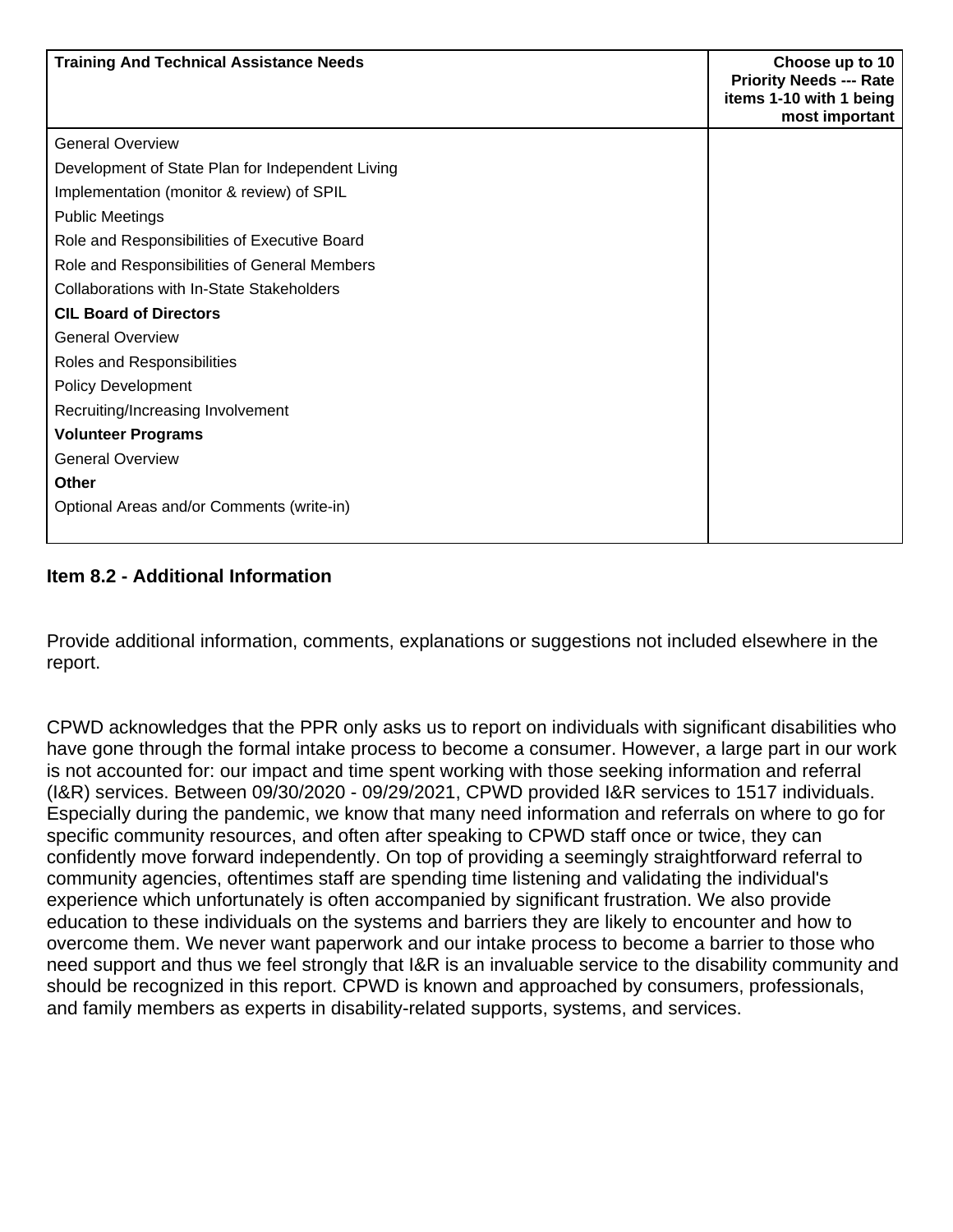| Training And Technical Assistance Needs | Choose up to 10 Priority Needs --- Rate items 1-10 with 1 being most important |
|---|---|
| General Overview | |
| Development of State Plan for Independent Living | |
| Implementation (monitor & review) of SPIL | |
| Public Meetings | |
| Role and Responsibilities of Executive Board | |
| Role and Responsibilities of General Members | |
| Collaborations with In-State Stakeholders | |
| **CIL Board of Directors** | |
| General Overview | |
| Roles and Responsibilities | |
| Policy Development | |
| Recruiting/Increasing Involvement | |
| **Volunteer Programs** | |
| General Overview | |
| **Other** | |
| Optional Areas and/or Comments (write-in) | |

### Item 8.2 - Additional Information

Provide additional information, comments, explanations or suggestions not included elsewhere in the report.

CPWD acknowledges that the PPR only asks us to report on individuals with significant disabilities who have gone through the formal intake process to become a consumer. However, a large part in our work is not accounted for: our impact and time spent working with those seeking information and referral (I&R) services. Between 09/30/2020 - 09/29/2021, CPWD provided I&R services to 1517 individuals. Especially during the pandemic, we know that many need information and referrals on where to go for specific community resources, and often after speaking to CPWD staff once or twice, they can confidently move forward independently. On top of providing a seemingly straightforward referral to community agencies, oftentimes staff are spending time listening and validating the individual's experience which unfortunately is often accompanied by significant frustration. We also provide education to these individuals on the systems and barriers they are likely to encounter and how to overcome them. We never want paperwork and our intake process to become a barrier to those who need support and thus we feel strongly that I&R is an invaluable service to the disability community and should be recognized in this report. CPWD is known and approached by consumers, professionals, and family members as experts in disability-related supports, systems, and services.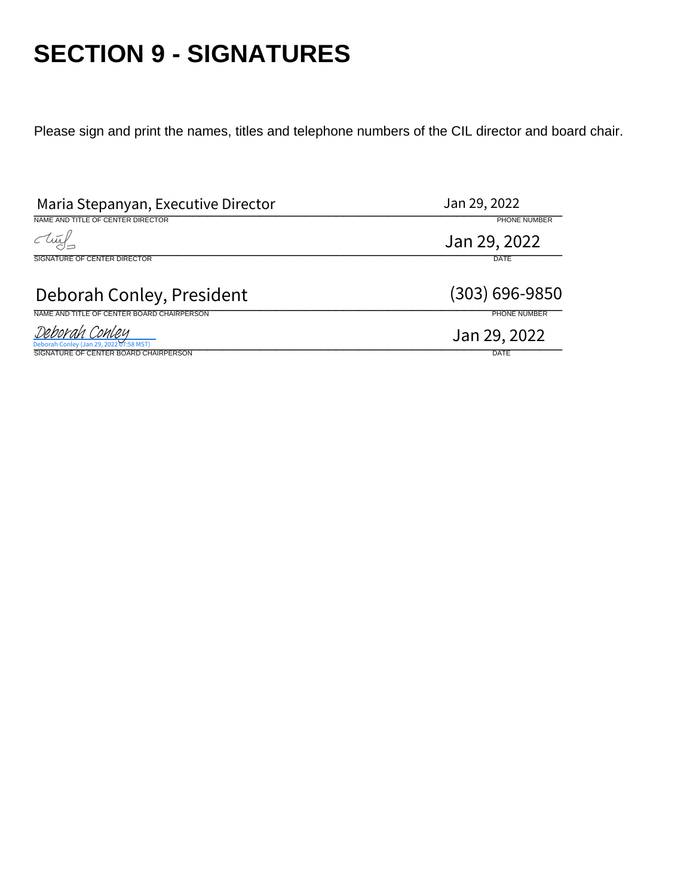# SECTION 9 - SIGNATURES

Please sign and print the names, titles and telephone numbers of the CIL director and board chair.

| | |
|---|---|
| Maria Stepanyan, Executive Director | Jan 29, 2022 |
| NAME AND TITLE OF CENTER DIRECTOR | PHONE NUMBER |
| [signature] | Jan 29, 2022 |
| SIGNATURE OF CENTER DIRECTOR | DATE |
| Deborah Conley, President | (303) 696-9850 |
| NAME AND TITLE OF CENTER BOARD CHAIRPERSON | PHONE NUMBER |
| Deborah Conley<br>Deborah Conley (Jan 29, 2022 07:58 MST) | Jan 29, 2022 |
| SIGNATURE OF CENTER BOARD CHAIRPERSON | DATE |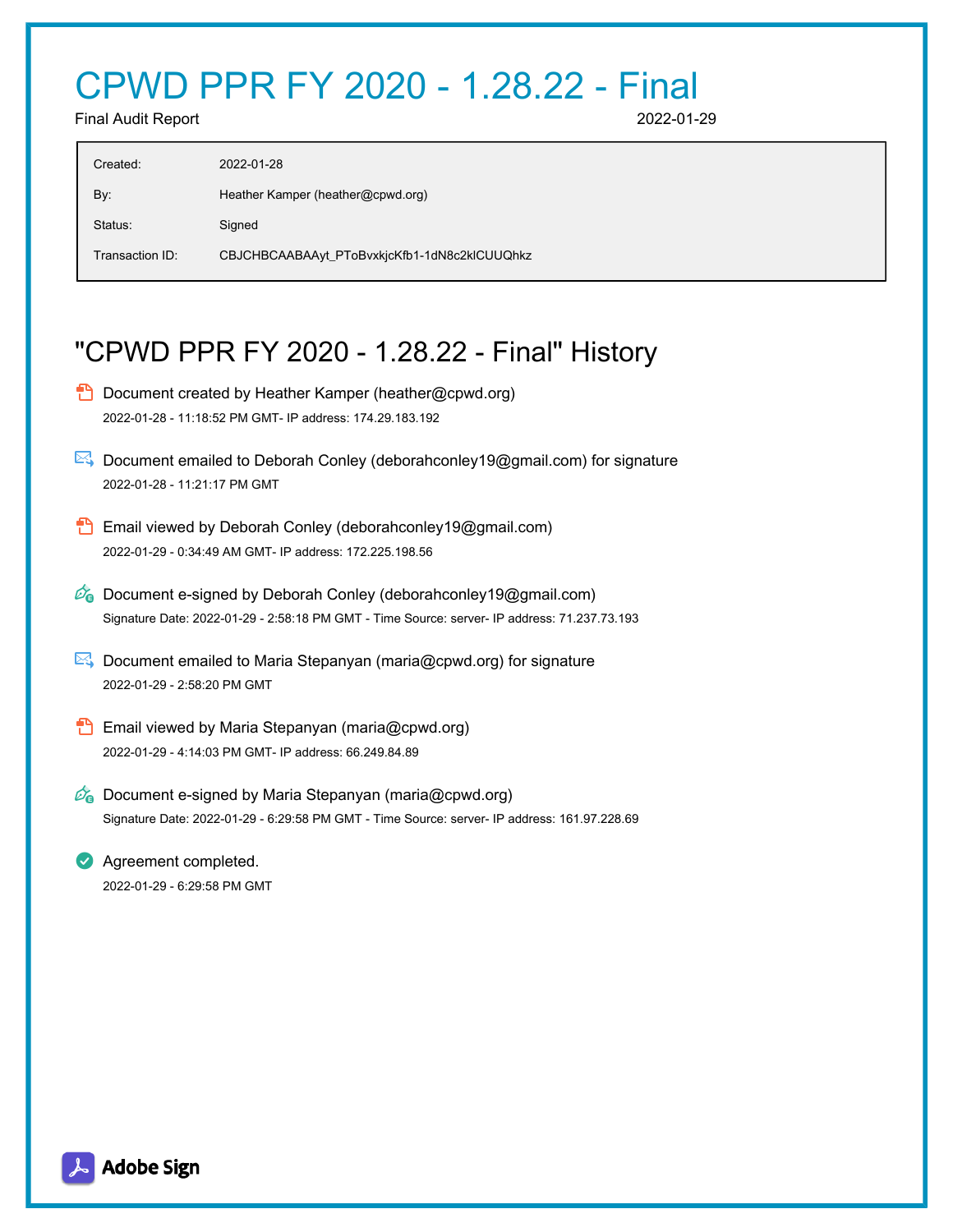# CPWD PPR FY 2020 - 1.28.22 - Final

Final Audit Report 2022-01-29

| | |
|---|---|
| Created: | 2022-01-28 |
| By: | Heather Kamper (heather@cpwd.org) |
| Status: | Signed |
| Transaction ID: | CBJCHBCAABAAyt_PToBvxkjcKfb1-1dN8c2klCUUQhkz |

## "CPWD PPR FY 2020 - 1.28.22 - Final" History

- Document created by Heather Kamper (heather@cpwd.org)
  2022-01-28 - 11:18:52 PM GMT- IP address: 174.29.183.192

- Document emailed to Deborah Conley (deborahconley19@gmail.com) for signature
  2022-01-28 - 11:21:17 PM GMT

- Email viewed by Deborah Conley (deborahconley19@gmail.com)
  2022-01-29 - 0:34:49 AM GMT- IP address: 172.225.198.56

- Document e-signed by Deborah Conley (deborahconley19@gmail.com)
  Signature Date: 2022-01-29 - 2:58:18 PM GMT - Time Source: server- IP address: 71.237.73.193

- Document emailed to Maria Stepanyan (maria@cpwd.org) for signature
  2022-01-29 - 2:58:20 PM GMT

- Email viewed by Maria Stepanyan (maria@cpwd.org)
  2022-01-29 - 4:14:03 PM GMT- IP address: 66.249.84.89

- Document e-signed by Maria Stepanyan (maria@cpwd.org)
  Signature Date: 2022-01-29 - 6:29:58 PM GMT - Time Source: server- IP address: 161.97.228.69

- Agreement completed.
  2022-01-29 - 6:29:58 PM GMT

Adobe Sign